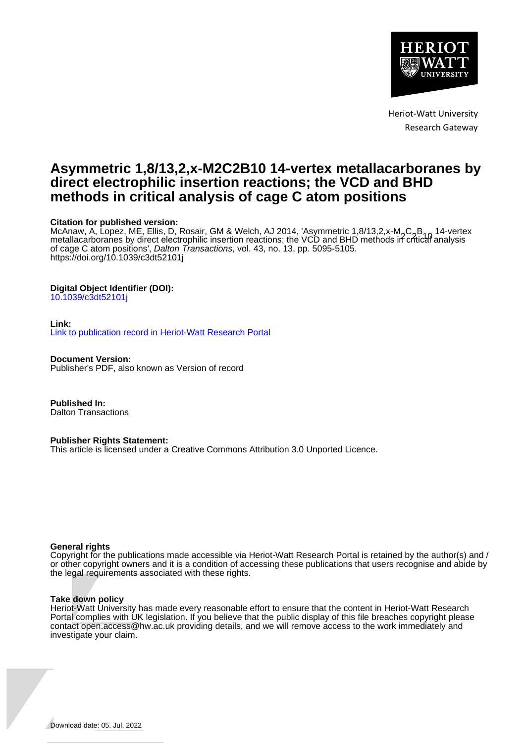Heriot-Watt University
Research Gateway

# Asymmetric 1,8/13,2,x-M2C2B10 14-vertex metallacarboranes by direct electrophilic insertion reactions; the VCD and BHD methods in critical analysis of cage C atom positions

**Citation for published version:**
McAnaw, A, Lopez, ME, Ellis, D, Rosair, GM & Welch, AJ 2014, 'Asymmetric 1,8/13,2,x-$M_2C_2B_{10}$ 14-vertex metallacarboranes by direct electrophilic insertion reactions; the VCD and BHD methods in critical analysis of cage C atom positions', *Dalton Transactions*, vol. 43, no. 13, pp. 5095-5105.
https://doi.org/10.1039/c3dt52101j

**Digital Object Identifier (DOI):**
10.1039/c3dt52101j

**Link:**
Link to publication record in Heriot-Watt Research Portal

**Document Version:**
Publisher's PDF, also known as Version of record

**Published In:**
Dalton Transactions

**Publisher Rights Statement:**
This article is licensed under a Creative Commons Attribution 3.0 Unported Licence.

**General rights**
Copyright for the publications made accessible via Heriot-Watt Research Portal is retained by the author(s) and / or other copyright owners and it is a condition of accessing these publications that users recognise and abide by the legal requirements associated with these rights.

**Take down policy**
Heriot-Watt University has made every reasonable effort to ensure that the content in Heriot-Watt Research Portal complies with UK legislation. If you believe that the public display of this file breaches copyright please contact open.access@hw.ac.uk providing details, and we will remove access to the work immediately and investigate your claim.

Download date: 05. Jul. 2022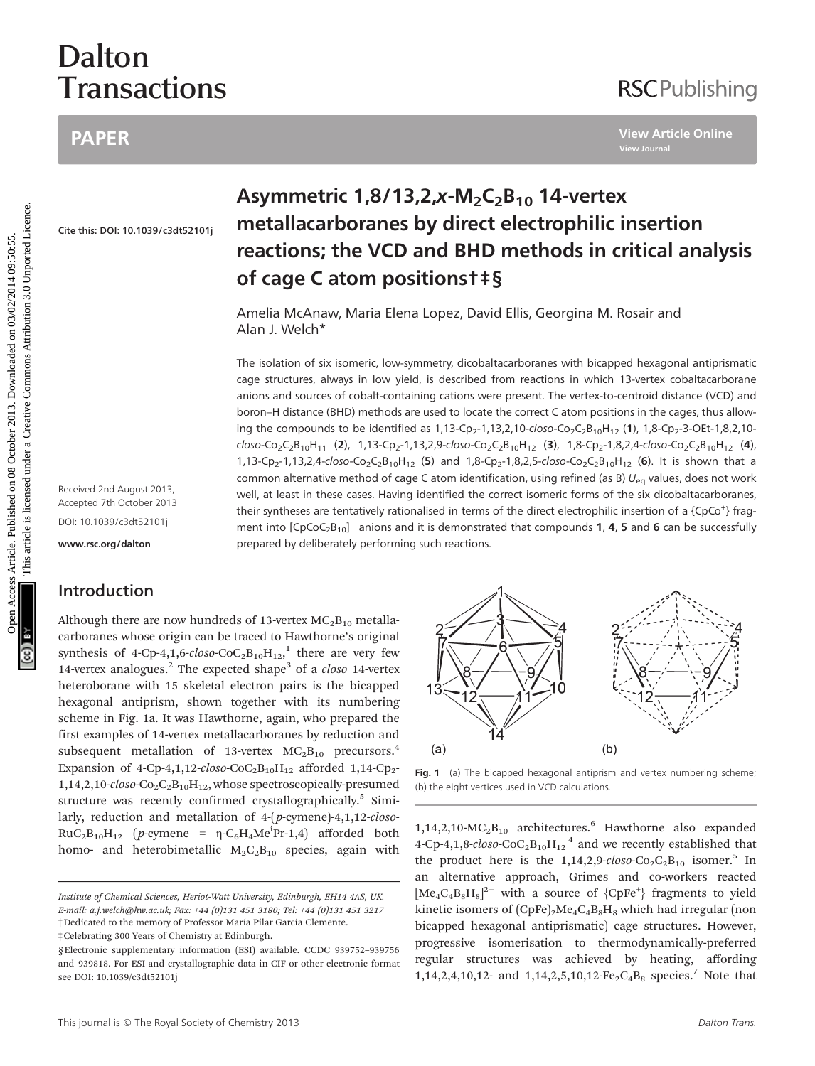# Dalton Transactions

## PAPER

**Asymmetric 1,8/13,2,x-$M_2C_2B_{10}$ 14-vertex metallacarboranes by direct electrophilic insertion reactions; the VCD and BHD methods in critical analysis of cage C atom positions†‡§**

Amelia McAnaw, Maria Elena Lopez, David Ellis, Georgina M. Rosair and Alan J. Welch*

Cite this: DOI: 10.1039/c3dt52101j

Received 2nd August 2013, Accepted 7th October 2013

DOI: 10.1039/c3dt52101j

www.rsc.org/dalton

The isolation of six isomeric, low-symmetry, dicobaltacarboranes with bicapped hexagonal antiprismatic cage structures, always in low yield, is described from reactions in which 13-vertex cobaltacarborane anions and sources of cobalt-containing cations were present. The vertex-to-centroid distance (VCD) and boron–H distance (BHD) methods are used to locate the correct C atom positions in the cages, thus allowing the compounds to be identified as 1,13-$Cp_2$-1,13,2,10-*closo*-$Co_2C_2B_{10}H_{12}$ (**1**), 1,8-$Cp_2$-3-OEt-1,8,2,10-*closo*-$Co_2C_2B_{10}H_{11}$ (**2**), 1,13-$Cp_2$-1,13,2,9-*closo*-$Co_2C_2B_{10}H_{12}$ (**3**), 1,8-$Cp_2$-1,8,2,4-*closo*-$Co_2C_2B_{10}H_{12}$ (**4**), 1,13-$Cp_2$-1,13,2,4-*closo*-$Co_2C_2B_{10}H_{12}$ (**5**) and 1,8-$Cp_2$-1,8,2,5-*closo*-$Co_2C_2B_{10}H_{12}$ (**6**). It is shown that a common alternative method of cage C atom identification, using refined (as B) $U_{eq}$ values, does not work well, at least in these cases. Having identified the correct isomeric forms of the six dicobaltacarboranes, their syntheses are tentatively rationalised in terms of the direct electrophilic insertion of a $\{CpCo^+\}$ fragment into $[CpCoC_2B_{10}]^-$ anions and it is demonstrated that compounds **1**, **4**, **5** and **6** can be successfully prepared by deliberately performing such reactions.

## Introduction

Although there are now hundreds of 13-vertex $MC_2B_{10}$ metallacarboranes whose origin can be traced to Hawthorne's original synthesis of 4-Cp-4,1,6-*closo*-$CoC_2B_{10}H_{12}$,[1] there are very few 14-vertex analogues.[2] The expected shape[3] of a *closo* 14-vertex heteroborane with 15 skeletal electron pairs is the bicapped hexagonal antiprism, shown together with its numbering scheme in Fig. 1a. It was Hawthorne, again, who prepared the first examples of 14-vertex metallacarboranes by reduction and subsequent metallation of 13-vertex $MC_2B_{10}$ precursors.[4] Expansion of 4-Cp-4,1,12-*closo*-$CoC_2B_{10}H_{12}$ afforded 1,14-$Cp_2$-1,14,2,10-*closo*-$Co_2C_2B_{10}H_{12}$, whose spectroscopically-presumed structure was recently confirmed crystallographically.[5] Similarly, reduction and metallation of 4-(*p*-cymene)-4,1,12-*closo*-$RuC_2B_{10}H_{12}$ (*p*-cymene = η-$C_6H_4Me^iPr$-1,4) afforded both homo- and heterobimetallic $M_2C_2B_{10}$ species, again with 1,14,2,10-$MC_2B_{10}$ architectures.[6] Hawthorne also expanded 4-Cp-4,1,8-*closo*-$CoC_2B_{10}H_{12}$[4] and we recently established that the product here is the 1,14,2,9-*closo*-$Co_2C_2B_{10}$ isomer.[5] In an alternative approach, Grimes and co-workers reacted $[Me_4C_4B_8H_8]^{2-}$ with a source of $\{CpFe^+\}$ fragments to yield kinetic isomers of $(CpFe)_2Me_4C_4B_8H_8$ which had irregular (non bicapped hexagonal antiprismatic) cage structures. However, progressive isomerisation to thermodynamically-preferred regular structures was achieved by heating, affording 1,14,2,4,10,12- and 1,14,2,5,10,12-$Fe_2C_4B_8$ species.[7] Note that

Fig. 1 (a) The bicapped hexagonal antiprism and vertex numbering scheme; (b) the eight vertices used in VCD calculations.

*Institute of Chemical Sciences, Heriot-Watt University, Edinburgh, EH14 4AS, UK. E-mail: a.j.welch@hw.ac.uk; Fax: +44 (0)131 451 3180; Tel: +44 (0)131 451 3217*

†Dedicated to the memory of Professor María Pilar García Clemente.

‡Celebrating 300 Years of Chemistry at Edinburgh.

§Electronic supplementary information (ESI) available. CCDC 939752–939756 and 939818. For ESI and crystallographic data in CIF or other electronic format see DOI: 10.1039/c3dt52101j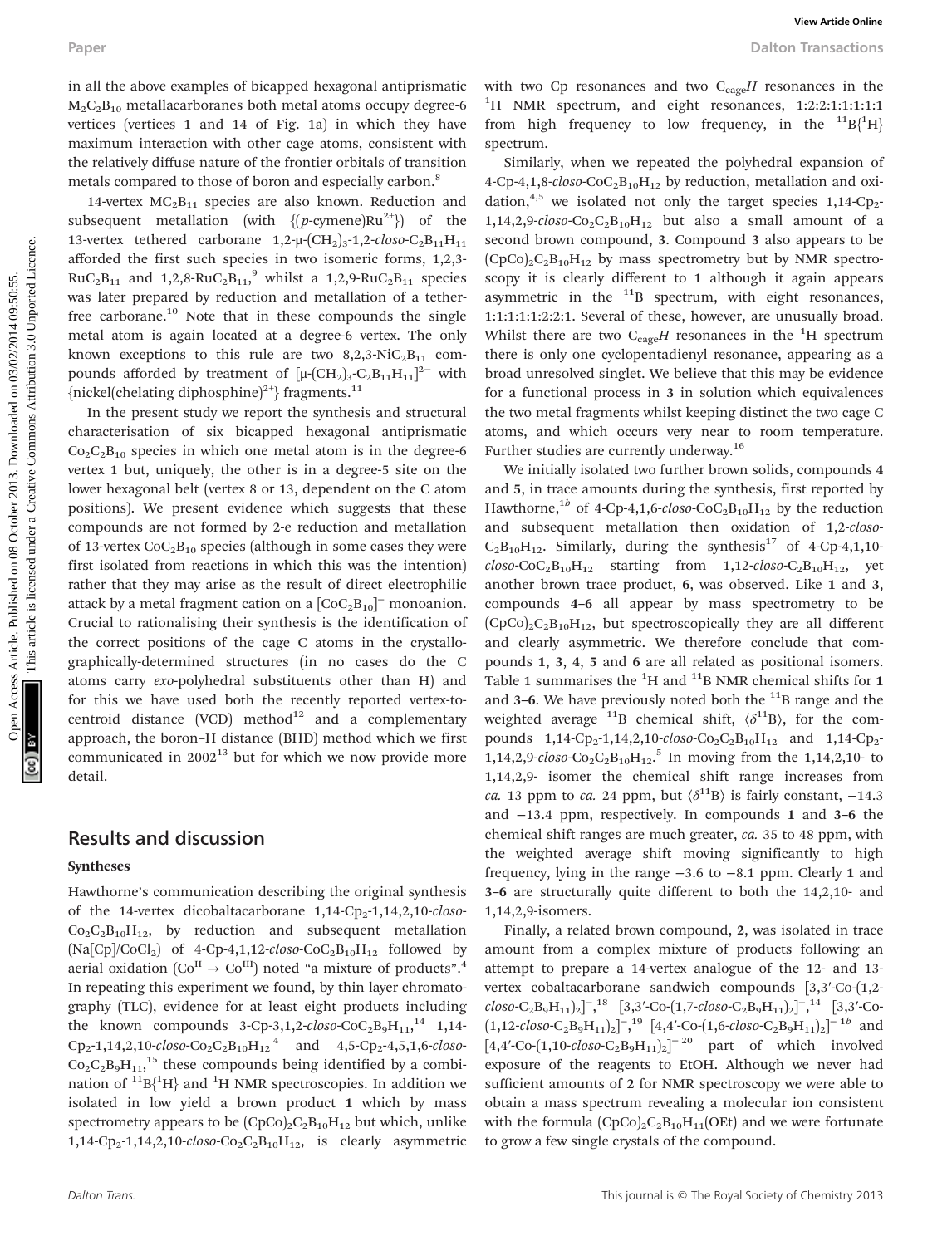in all the above examples of bicapped hexagonal antiprismatic $M_2C_2B_{10}$ metallacarboranes both metal atoms occupy degree-6 vertices (vertices 1 and 14 of Fig. 1a) in which they have maximum interaction with other cage atoms, consistent with the relatively diffuse nature of the frontier orbitals of transition metals compared to those of boron and especially carbon.[8]

14-vertex $MC_2B_{11}$ species are also known. Reduction and subsequent metallation (with {(*p*-cymene)$Ru^{2+}$}) of the 13-vertex tethered carborane 1,2-μ-$(CH_2)_3$-1,2-*closo*-$C_2B_{11}H_{11}$ afforded the first such species in two isomeric forms, 1,2,3-$RuC_2B_{11}$ and 1,2,8-$RuC_2B_{11}$,[9] whilst a 1,2,9-$RuC_2B_{11}$ species was later prepared by reduction and metallation of a tether-free carborane.[10] Note that in these compounds the single metal atom is again located at a degree-6 vertex. The only known exceptions to this rule are two 8,2,3-$NiC_2B_{11}$ compounds afforded by treatment of $[\mu\text{-}(CH_2)_3\text{-}C_2B_{11}H_{11}]^{2-}$ with {nickel(chelating diphosphine)$^{2+}$} fragments.[11]

In the present study we report the synthesis and structural characterisation of six bicapped hexagonal antiprismatic $Co_2C_2B_{10}$ species in which one metal atom is in the degree-6 vertex 1 but, uniquely, the other is in a degree-5 site on the lower hexagonal belt (vertex 8 or 13, dependent on the C atom positions). We present evidence which suggests that these compounds are not formed by 2-e reduction and metallation of 13-vertex $CoC_2B_{10}$ species (although in some cases they were first isolated from reactions in which this was the intention) rather that they may arise as the result of direct electrophilic attack by a metal fragment cation on a $[CoC_2B_{10}]^-$ monoanion. Crucial to rationalising their synthesis is the identification of the correct positions of the cage C atoms in the crystallographically-determined structures (in no cases do the C atoms carry *exo*-polyhedral substituents other than H) and for this we have used both the recently reported vertex-to-centroid distance (VCD) method[12] and a complementary approach, the boron–H distance (BHD) method which we first communicated in 2002[13] but for which we now provide more detail.

## Results and discussion

### Syntheses

Hawthorne's communication describing the original synthesis of the 14-vertex dicobaltacarborane 1,14-$Cp_2$-1,14,2,10-*closo*-$Co_2C_2B_{10}H_{12}$, by reduction and subsequent metallation (Na[Cp]/$CoCl_2$) of 4-Cp-4,1,12-*closo*-$CoC_2B_{10}H_{12}$ followed by aerial oxidation ($Co^{II} \rightarrow Co^{III}$) noted "a mixture of products".[4] In repeating this experiment we found, by thin layer chromatography (TLC), evidence for at least eight products including the known compounds 3-Cp-3,1,2-*closo*-$CoC_2B_9H_{11}$,[14] 1,14-$Cp_2$-1,14,2,10-*closo*-$Co_2C_2B_{10}H_{12}$[4] and 4,5-$Cp_2$-4,5,1,6-*closo*-$Co_2C_2B_9H_{11}$,[15] these compounds being identified by a combination of $^{11}B\{^1H\}$ and $^1H$ NMR spectroscopies. In addition we isolated in low yield a brown product **1** which by mass spectrometry appears to be $(CpCo)_2C_2B_{10}H_{12}$ but which, unlike 1,14-$Cp_2$-1,14,2,10-*closo*-$Co_2C_2B_{10}H_{12}$, is clearly asymmetric with two Cp resonances and two $C_{cage}H$ resonances in the $^1H$ NMR spectrum, and eight resonances, 1:2:2:1:1:1:1:1 from high frequency to low frequency, in the $^{11}B\{^1H\}$ spectrum.

Similarly, when we repeated the polyhedral expansion of 4-Cp-4,1,8-*closo*-$CoC_2B_{10}H_{12}$ by reduction, metallation and oxidation,[4,5] we isolated not only the target species 1,14-$Cp_2$-1,14,2,9-*closo*-$Co_2C_2B_{10}H_{12}$ but also a small amount of a second brown compound, **3**. Compound **3** also appears to be $(CpCo)_2C_2B_{10}H_{12}$ by mass spectrometry but by NMR spectroscopy it is clearly different to **1** although it again appears asymmetric in the $^{11}B$ spectrum, with eight resonances, 1:1:1:1:1:2:2:1. Several of these, however, are unusually broad. Whilst there are two $C_{cage}H$ resonances in the $^1H$ spectrum there is only one cyclopentadienyl resonance, appearing as a broad unresolved singlet. We believe that this may be evidence for a functional process in **3** in solution which equivalences the two metal fragments whilst keeping distinct the two cage C atoms, and which occurs very near to room temperature. Further studies are currently underway.[16]

We initially isolated two further brown solids, compounds **4** and **5**, in trace amounts during the synthesis, first reported by Hawthorne,[1b] of 4-Cp-4,1,6-*closo*-$CoC_2B_{10}H_{12}$ by the reduction and subsequent metallation then oxidation of 1,2-*closo*-$C_2B_{10}H_{12}$. Similarly, during the synthesis[17] of 4-Cp-4,1,10-*closo*-$CoC_2B_{10}H_{12}$ starting from 1,12-*closo*-$C_2B_{10}H_{12}$, yet another brown trace product, **6**, was observed. Like **1** and **3**, compounds **4–6** all appear by mass spectrometry to be $(CpCo)_2C_2B_{10}H_{12}$, but spectroscopically they are all different and clearly asymmetric. We therefore conclude that compounds **1**, **3**, **4**, **5** and **6** are all related as positional isomers. Table 1 summarises the $^1H$ and $^{11}B$ NMR chemical shifts for **1** and **3–6**. We have previously noted both the $^{11}B$ range and the weighted average $^{11}B$ chemical shift, $\langle\delta^{11}B\rangle$, for the compounds 1,14-$Cp_2$-1,14,2,10-*closo*-$Co_2C_2B_{10}H_{12}$ and 1,14-$Cp_2$-1,14,2,9-*closo*-$Co_2C_2B_{10}H_{12}$.[5] In moving from the 1,14,2,10- to 1,14,2,9- isomer the chemical shift range increases from *ca.* 13 ppm to *ca.* 24 ppm, but $\langle\delta^{11}B\rangle$ is fairly constant, −14.3 and −13.4 ppm, respectively. In compounds **1** and **3–6** the chemical shift ranges are much greater, *ca.* 35 to 48 ppm, with the weighted average shift moving significantly to high frequency, lying in the range −3.6 to −8.1 ppm. Clearly **1** and **3–6** are structurally quite different to both the 14,2,10- and 1,14,2,9-isomers.

Finally, a related brown compound, **2**, was isolated in trace amount from a complex mixture of products following an attempt to prepare a 14-vertex analogue of the 12- and 13-vertex cobaltacarborane sandwich compounds [3,3′-Co-(1,2-*closo*-$C_2B_9H_{11})_2]^-$,[18] [3,3′-Co-(1,7-*closo*-$C_2B_9H_{11})_2]^-$,[14] [3,3′-Co-(1,12-*closo*-$C_2B_9H_{11})_2]^-$,[19] [4,4′-Co-(1,6-*closo*-$C_2B_9H_{11})_2]^{-}$[1b] and [4,4′-Co-(1,10-*closo*-$C_2B_9H_{11})_2]^-$[20] part of which involved exposure of the reagents to EtOH. Although we never had sufficient amounts of **2** for NMR spectroscopy we were able to obtain a mass spectrum revealing a molecular ion consistent with the formula $(CpCo)_2C_2B_{10}H_{11}(OEt)$ and we were fortunate to grow a few single crystals of the compound.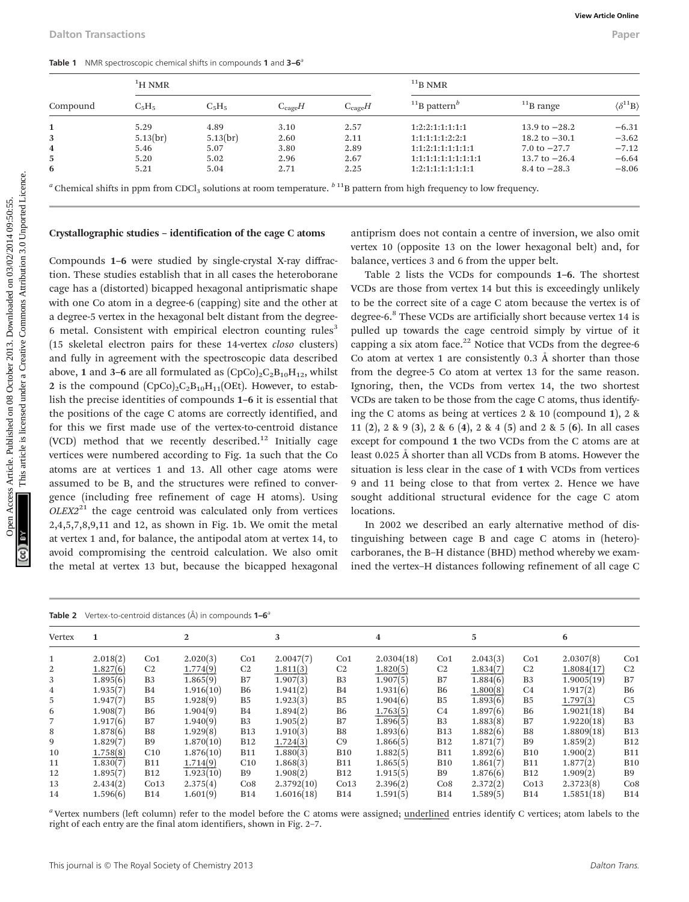**Table 1** NMR spectroscopic chemical shifts in compounds **1** and **3–6**[a]

| | $^1$H NMR | | | | $^{11}$B NMR | | |
|---|---|---|---|---|---|---|---|
| Compound | $C_5H_5$ | $C_5H_5$ | $C_{cage}H$ | $C_{cage}H$ | $^{11}$B pattern[b] | $^{11}$B range | $\langle\delta^{11}B\rangle$ |
| **1** | 5.29 | 4.89 | 3.10 | 2.57 | 1:2:2:1:1:1:1:1 | 13.9 to −28.2 | −6.31 |
| **3** | 5.13(br) | 5.13(br) | 2.60 | 2.11 | 1:1:1:1:1:2:2:1 | 18.2 to −30.1 | −3.62 |
| **4** | 5.46 | 5.07 | 3.80 | 2.89 | 1:1:2:1:1:1:1:1:1 | 7.0 to −27.7 | −7.12 |
| **5** | 5.20 | 5.02 | 2.96 | 2.67 | 1:1:1:1:1:1:1:1:1:1 | 13.7 to −26.4 | −6.64 |
| **6** | 5.21 | 5.04 | 2.71 | 2.25 | 1:2:1:1:1:1:1:1:1 | 8.4 to −28.3 | −8.06 |

[a] Chemical shifts in ppm from $CDCl_3$ solutions at room temperature. [b] $^{11}$B pattern from high frequency to low frequency.

### Crystallographic studies – identification of the cage C atoms

Compounds **1–6** were studied by single-crystal X-ray diffraction. These studies establish that in all cases the heteroborane cage has a (distorted) bicapped hexagonal antiprismatic shape with one Co atom in a degree-6 (capping) site and the other at a degree-5 vertex in the hexagonal belt distant from the degree-6 metal. Consistent with empirical electron counting rules[3] (15 skeletal electron pairs for these 14-vertex *closo* clusters) and fully in agreement with the spectroscopic data described above, **1** and **3–6** are all formulated as $(CpCo)_2C_2B_{10}H_{12}$, whilst **2** is the compound $(CpCo)_2C_2B_{10}H_{11}(OEt)$. However, to establish the precise identities of compounds **1–6** it is essential that the positions of the cage C atoms are correctly identified, and for this we first made use of the vertex-to-centroid distance (VCD) method that we recently described.[12] Initially cage vertices were numbered according to Fig. 1a such that the Co atoms are at vertices 1 and 13. All other cage atoms were assumed to be B, and the structures were refined to convergence (including free refinement of cage H atoms). Using *OLEX2*[21] the cage centroid was calculated only from vertices 2,4,5,7,8,9,11 and 12, as shown in Fig. 1b. We omit the metal at vertex 1 and, for balance, the antipodal atom at vertex 14, to avoid compromising the centroid calculation. We also omit the metal at vertex 13 but, because the bicapped hexagonal antiprism does not contain a centre of inversion, we also omit vertex 10 (opposite 13 on the lower hexagonal belt) and, for balance, vertices 3 and 6 from the upper belt.

Table 2 lists the VCDs for compounds **1–6**. The shortest VCDs are those from vertex 14 but this is exceedingly unlikely to be the correct site of a cage C atom because the vertex is of degree-6.[8] These VCDs are artificially short because vertex 14 is pulled up towards the cage centroid simply by virtue of it capping a six atom face.[22] Notice that VCDs from the degree-6 Co atom at vertex 1 are consistently 0.3 Å shorter than those from the degree-5 Co atom at vertex 13 for the same reason. Ignoring, then, the VCDs from vertex 14, the two shortest VCDs are taken to be those from the cage C atoms, thus identifying the C atoms as being at vertices 2 & 10 (compound **1**), 2 & 11 (**2**), 2 & 9 (**3**), 2 & 6 (**4**), 2 & 4 (**5**) and 2 & 5 (**6**). In all cases except for compound **1** the two VCDs from the C atoms are at least 0.025 Å shorter than all VCDs from B atoms. However the situation is less clear in the case of **1** with VCDs from vertices 9 and 11 being close to that from vertex 2. Hence we have sought additional structural evidence for the cage C atom locations.

In 2002 we described an early alternative method of distinguishing between cage B and cage C atoms in (hetero)-carboranes, the B–H distance (BHD) method whereby we examined the vertex–H distances following refinement of all cage C

**Table 2** Vertex-to-centroid distances (Å) in compounds **1–6**[a]

| Vertex | **1** | | **2** | | **3** | | **4** | | **5** | | **6** | |
|---|---|---|---|---|---|---|---|---|---|---|---|---|
| 1 | 2.018(2) | Co1 | 2.020(3) | Co1 | 2.0047(7) | Co1 | 2.0304(18) | Co1 | 2.043(3) | Co1 | 2.0307(8) | Co1 |
| 2 | <u>1.827(6)</u> | C2 | <u>1.774(9)</u> | C2 | <u>1.811(3)</u> | C2 | <u>1.820(5)</u> | C2 | <u>1.834(7)</u> | C2 | <u>1.8084(17)</u> | C2 |
| 3 | 1.895(6) | B3 | 1.865(9) | B7 | 1.907(3) | B3 | 1.907(5) | B7 | 1.884(6) | B3 | 1.9005(19) | B7 |
| 4 | 1.935(7) | B4 | 1.916(10) | B6 | 1.941(2) | B4 | 1.931(6) | B6 | <u>1.800(8)</u> | C4 | 1.917(2) | B6 |
| 5 | 1.947(7) | B5 | 1.928(9) | B5 | 1.923(3) | B5 | 1.904(6) | B5 | 1.893(6) | B5 | <u>1.797(3)</u> | C5 |
| 6 | 1.908(7) | B6 | 1.904(9) | B4 | 1.894(2) | B6 | <u>1.763(5)</u> | C4 | 1.897(6) | B6 | 1.9021(18) | B4 |
| 7 | 1.917(6) | B7 | 1.940(9) | B3 | 1.905(2) | B7 | 1.896(5) | B3 | 1.883(8) | B7 | 1.9220(18) | B3 |
| 8 | 1.878(6) | B8 | 1.929(8) | B13 | 1.910(3) | B8 | 1.893(6) | B13 | 1.882(6) | B8 | 1.8809(18) | B13 |
| 9 | 1.829(7) | B9 | 1.870(10) | B12 | <u>1.724(3)</u> | C9 | 1.866(5) | B12 | 1.871(7) | B9 | 1.859(2) | B12 |
| 10 | <u>1.758(8)</u> | C10 | 1.876(10) | B11 | 1.880(3) | B10 | 1.882(5) | B11 | 1.892(6) | B10 | 1.900(2) | B11 |
| 11 | 1.830(7) | B11 | <u>1.714(9)</u> | C10 | 1.868(3) | B11 | 1.865(5) | B10 | 1.861(7) | B11 | 1.877(2) | B10 |
| 12 | 1.895(7) | B12 | 1.923(10) | B9 | 1.908(2) | B12 | 1.915(5) | B9 | 1.876(6) | B12 | 1.909(2) | B9 |
| 13 | 2.434(2) | Co13 | 2.375(4) | Co8 | 2.3792(10) | Co13 | 2.396(2) | Co8 | 2.372(2) | Co13 | 2.3723(8) | Co8 |
| 14 | 1.596(6) | B14 | 1.601(9) | B14 | 1.6016(18) | B14 | 1.591(5) | B14 | 1.589(5) | B14 | 1.5851(18) | B14 |

[a] Vertex numbers (left column) refer to the model before the C atoms were assigned; <u>underlined</u> entries identify C vertices; atom labels to the right of each entry are the final atom identifiers, shown in Fig. 2–7.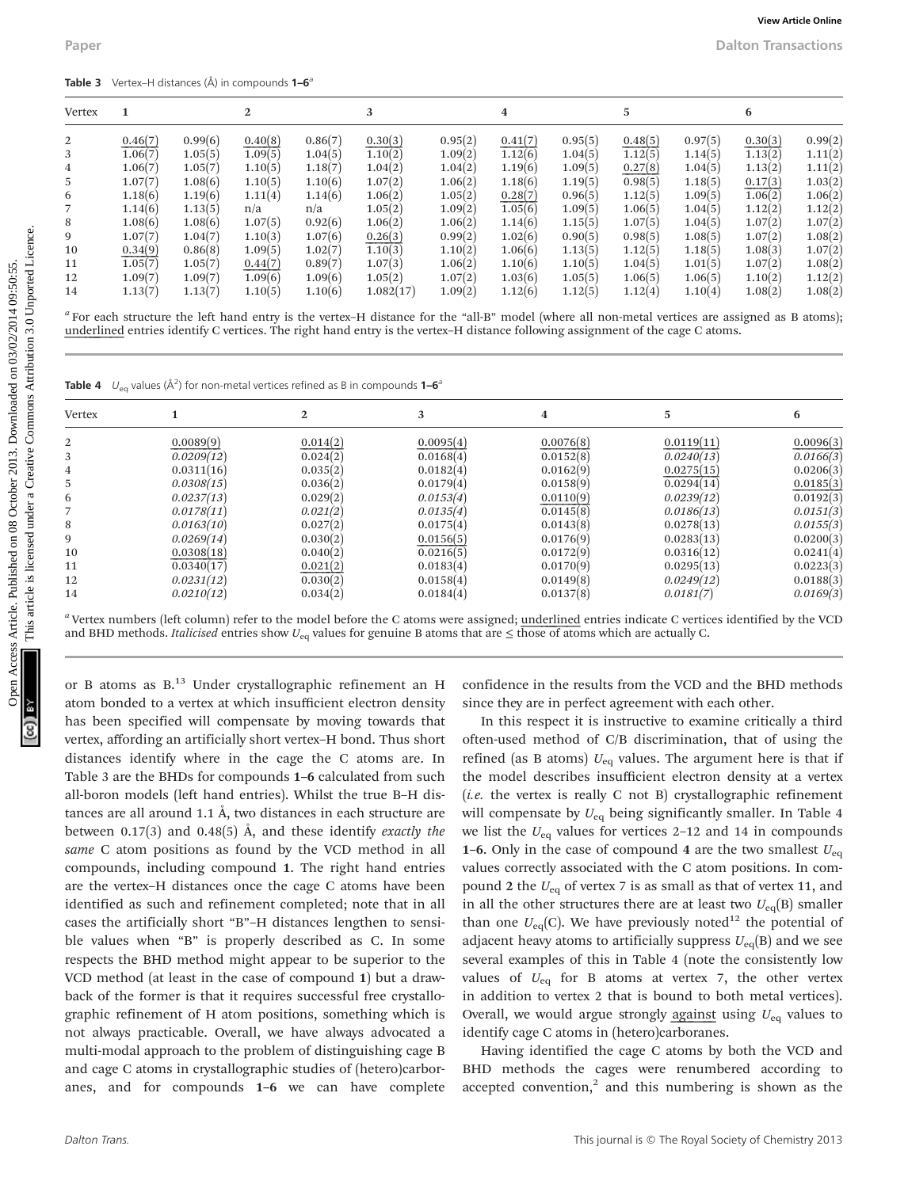**Table 3** Vertex–H distances (Å) in compounds **1–6**[a]

| Vertex | 1 | | 2 | | 3 | | 4 | | 5 | | 6 | |
|---|---|---|---|---|---|---|---|---|---|---|---|---|
| 2 | <u>0.46(7)</u> | 0.99(6) | <u>0.40(8)</u> | 0.86(7) | <u>0.30(3)</u> | 0.95(2) | <u>0.41(7)</u> | 0.95(5) | <u>0.48(5)</u> | 0.97(5) | <u>0.30(3)</u> | 0.99(2) |
| 3 | 1.06(7) | 1.05(5) | 1.09(5) | 1.04(5) | 1.10(2) | 1.09(2) | 1.12(6) | 1.04(5) | 1.12(5) | 1.14(5) | 1.13(2) | 1.11(2) |
| 4 | 1.06(7) | 1.05(7) | 1.10(5) | 1.18(7) | 1.04(2) | 1.04(2) | 1.19(6) | 1.09(5) | <u>0.27(8)</u> | 1.04(5) | 1.13(2) | 1.11(2) |
| 5 | 1.07(7) | 1.08(6) | 1.10(5) | 1.10(6) | 1.07(2) | 1.06(2) | 1.18(6) | 1.19(5) | 0.98(5) | 1.18(5) | <u>0.17(3)</u> | 1.03(2) |
| 6 | 1.18(6) | 1.19(6) | 1.11(4) | 1.14(6) | 1.06(2) | 1.05(2) | <u>0.28(7)</u> | 0.96(5) | 1.12(5) | 1.09(5) | 1.06(2) | 1.06(2) |
| 7 | 1.14(6) | 1.13(5) | n/a | n/a | 1.05(2) | 1.09(2) | 1.05(6) | 1.09(5) | 1.06(5) | 1.04(5) | 1.12(2) | 1.12(2) |
| 8 | 1.08(6) | 1.08(6) | 1.07(5) | 0.92(6) | 1.06(2) | 1.06(2) | 1.14(6) | 1.15(5) | 1.07(5) | 1.04(5) | 1.07(2) | 1.07(2) |
| 9 | 1.07(7) | 1.04(7) | 1.10(3) | 1.07(6) | <u>0.26(3)</u> | 0.99(2) | 1.02(6) | 0.90(5) | 0.98(5) | 1.08(5) | 1.07(2) | 1.08(2) |
| 10 | <u>0.34(9)</u> | 0.86(8) | 1.09(5) | 1.02(7) | 1.10(3) | 1.10(2) | 1.06(6) | 1.13(5) | 1.12(5) | 1.18(5) | 1.08(3) | 1.07(2) |
| 11 | 1.05(7) | 1.05(7) | <u>0.44(7)</u> | 0.89(7) | 1.07(3) | 1.06(2) | 1.10(6) | 1.10(5) | 1.04(5) | 1.01(5) | 1.07(2) | 1.08(2) |
| 12 | 1.09(7) | 1.09(7) | 1.09(6) | 1.09(6) | 1.05(2) | 1.07(2) | 1.03(6) | 1.05(5) | 1.06(5) | 1.06(5) | 1.10(2) | 1.12(2) |
| 14 | 1.13(7) | 1.13(7) | 1.10(5) | 1.10(6) | 1.082(17) | 1.09(2) | 1.12(6) | 1.12(5) | 1.12(4) | 1.10(4) | 1.08(2) | 1.08(2) |

[a] For each structure the left hand entry is the vertex–H distance for the "all-B" model (where all non-metal vertices are assigned as B atoms); <u>underlined</u> entries identify C vertices. The right hand entry is the vertex–H distance following assignment of the cage C atoms.

**Table 4** $U_{eq}$ values (Å$^2$) for non-metal vertices refined as B in compounds **1–6**[a]

| Vertex | 1 | 2 | 3 | 4 | 5 | 6 |
|---|---|---|---|---|---|---|
| 2 | <u>0.0089(9)</u> | <u>0.014(2)</u> | <u>0.0095(4)</u> | <u>0.0076(8)</u> | <u>0.0119(11)</u> | <u>0.0096(3)</u> |
| 3 | *0.0209(12)* | 0.024(2) | 0.0168(4) | 0.0152(8) | *0.0240(13)* | *0.0166(3)* |
| 4 | 0.0311(16) | 0.035(2) | 0.0182(4) | 0.0162(9) | <u>0.0275(15)</u> | 0.0206(3) |
| 5 | *0.0308(15)* | 0.036(2) | 0.0179(4) | 0.0158(9) | 0.0294(14) | <u>0.0185(3)</u> |
| 6 | *0.0237(13)* | 0.029(2) | *0.0153(4)* | <u>0.0110(9)</u> | *0.0239(12)* | 0.0192(3) |
| 7 | *0.0178(11)* | *0.021(2)* | *0.0135(4)* | 0.0145(8) | *0.0186(13)* | *0.0151(3)* |
| 8 | *0.0163(10)* | 0.027(2) | 0.0175(4) | 0.0143(8) | 0.0278(13) | *0.0155(3)* |
| 9 | *0.0269(14)* | 0.030(2) | <u>0.0156(5)</u> | 0.0176(9) | 0.0283(13) | 0.0200(3) |
| 10 | <u>0.0308(18)</u> | 0.040(2) | 0.0216(5) | 0.0172(9) | 0.0316(12) | 0.0241(4) |
| 11 | 0.0340(17) | <u>0.021(2)</u> | 0.0183(4) | 0.0170(9) | 0.0295(13) | 0.0223(3) |
| 12 | *0.0231(12)* | 0.030(2) | 0.0158(4) | 0.0149(8) | *0.0249(12)* | 0.0188(3) |
| 14 | *0.0210(12)* | 0.034(2) | 0.0184(4) | 0.0137(8) | *0.0181(7)* | *0.0169(3)* |

[a] Vertex numbers (left column) refer to the model before the C atoms were assigned; <u>underlined</u> entries indicate C vertices identified by the VCD and BHD methods. *Italicised* entries show $U_{eq}$ values for genuine B atoms that are ≤ those of atoms which are actually C.

or B atoms as B.[13] Under crystallographic refinement an H atom bonded to a vertex at which insufficient electron density has been specified will compensate by moving towards that vertex, affording an artificially short vertex–H bond. Thus short distances identify where in the cage the C atoms are. In Table 3 are the BHDs for compounds **1–6** calculated from such all-boron models (left hand entries). Whilst the true B–H distances are all around 1.1 Å, two distances in each structure are between 0.17(3) and 0.48(5) Å, and these identify *exactly the same* C atom positions as found by the VCD method in all compounds, including compound **1**. The right hand entries are the vertex–H distances once the cage C atoms have been identified as such and refinement completed; note that in all cases the artificially short "B"–H distances lengthen to sensible values when "B" is properly described as C. In some respects the BHD method might appear to be superior to the VCD method (at least in the case of compound **1**) but a drawback of the former is that it requires successful free crystallographic refinement of H atom positions, something which is not always practicable. Overall, we have always advocated a multi-modal approach to the problem of distinguishing cage B and cage C atoms in crystallographic studies of (hetero)carboranes, and for compounds **1–6** we can have complete confidence in the results from the VCD and the BHD methods since they are in perfect agreement with each other.

In this respect it is instructive to examine critically a third often-used method of C/B discrimination, that of using the refined (as B atoms) $U_{eq}$ values. The argument here is that if the model describes insufficient electron density at a vertex (*i.e.* the vertex is really C not B) crystallographic refinement will compensate by $U_{eq}$ being significantly smaller. In Table 4 we list the $U_{eq}$ values for vertices 2–12 and 14 in compounds **1–6**. Only in the case of compound **4** are the two smallest $U_{eq}$ values correctly associated with the C atom positions. In compound **2** the $U_{eq}$ of vertex 7 is as small as that of vertex 11, and in all the other structures there are at least two $U_{eq}$(B) smaller than one $U_{eq}$(C). We have previously noted[12] the potential of adjacent heavy atoms to artificially suppress $U_{eq}$(B) and we see several examples of this in Table 4 (note the consistently low values of $U_{eq}$ for B atoms at vertex 7, the other vertex in addition to vertex 2 that is bound to both metal vertices). Overall, we would argue strongly <u>against</u> using $U_{eq}$ values to identify cage C atoms in (hetero)carboranes.

Having identified the cage C atoms by both the VCD and BHD methods the cages were renumbered according to accepted convention,[2] and this numbering is shown as the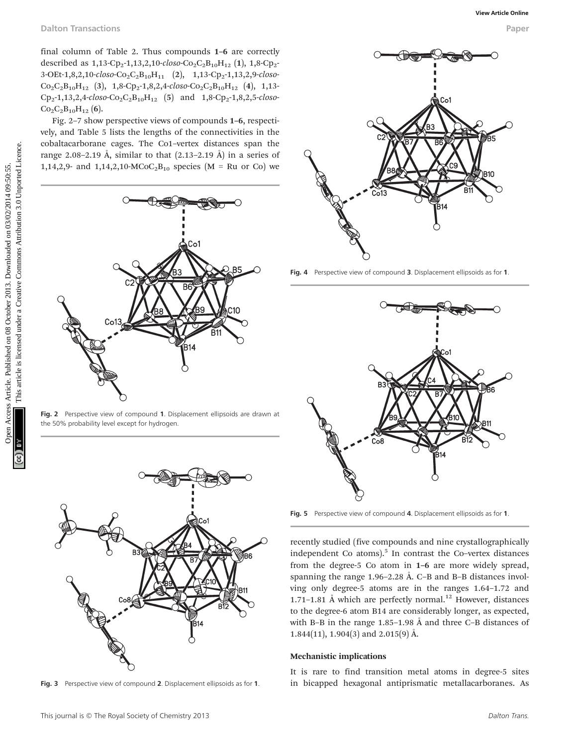final column of Table 2. Thus compounds **1–6** are correctly described as 1,13-$Cp_2$-1,13,2,10-*closo*-$Co_2C_2B_{10}H_{12}$ (**1**), 1,8-$Cp_2$-3-OEt-1,8,2,10-*closo*-$Co_2C_2B_{10}H_{11}$ (**2**), 1,13-$Cp_2$-1,13,2,9-*closo*-$Co_2C_2B_{10}H_{12}$ (**3**), 1,8-$Cp_2$-1,8,2,4-*closo*-$Co_2C_2B_{10}H_{12}$ (**4**), 1,13-$Cp_2$-1,13,2,4-*closo*-$Co_2C_2B_{10}H_{12}$ (**5**) and 1,8-$Cp_2$-1,8,2,5-*closo*-$Co_2C_2B_{10}H_{12}$ (**6**).

Fig. 2–7 show perspective views of compounds **1–6**, respectively, and Table 5 lists the lengths of the connectivities in the cobaltacarborane cages. The Co1–vertex distances span the range 2.08–2.19 Å, similar to that (2.13–2.19 Å) in a series of 1,14,2,9- and 1,14,2,10-$MCoC_2B_{10}$ species (M = Ru or Co) we recently studied (five compounds and nine crystallographically independent Co atoms).[5] In contrast the Co–vertex distances from the degree-5 Co atom in **1–6** are more widely spread, spanning the range 1.96–2.28 Å. C–B and B–B distances involving only degree-5 atoms are in the ranges 1.64–1.72 and 1.71–1.81 Å which are perfectly normal.[12] However, distances to the degree-6 atom B14 are considerably longer, as expected, with B–B in the range 1.85–1.98 Å and three C–B distances of 1.844(11), 1.904(3) and 2.015(9) Å.

**Fig. 2** Perspective view of compound **1**. Displacement ellipsoids are drawn at the 50% probability level except for hydrogen.

**Fig. 3** Perspective view of compound **2**. Displacement ellipsoids as for **1**.

**Fig. 4** Perspective view of compound **3**. Displacement ellipsoids as for **1**.

**Fig. 5** Perspective view of compound **4**. Displacement ellipsoids as for **1**.

### Mechanistic implications

It is rare to find transition metal atoms in degree-5 sites in bicapped hexagonal antiprismatic metallacarboranes. As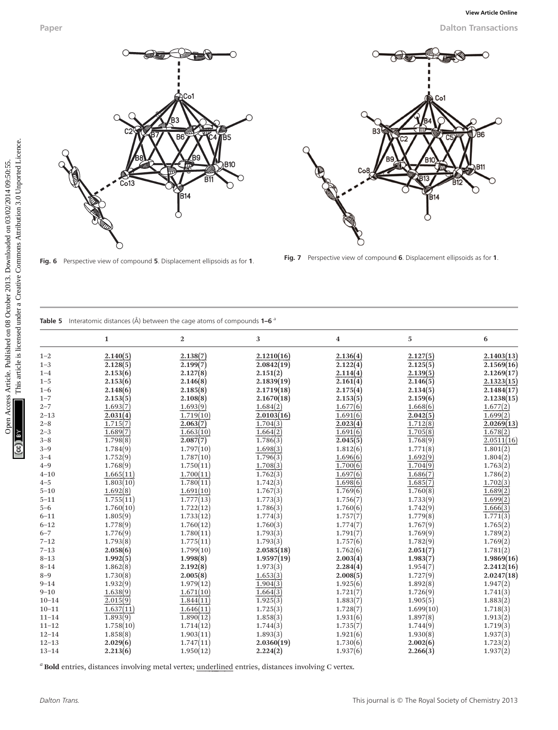Fig. 6 Perspective view of compound **5**. Displacement ellipsoids as for **1**.

Fig. 7 Perspective view of compound **6**. Displacement ellipsoids as for **1**.

**Table 5** Interatomic distances (Å) between the cage atoms of compounds **1–6** [a]

| | 1 | 2 | 3 | 4 | 5 | 6 |
|---|---|---|---|---|---|---|
| 1–2 | **2.140(5)** | **2.138(7)** | **2.1210(16)** | **2.136(4)** | **2.127(5)** | **2.1403(13)** |
| 1–3 | **2.128(5)** | **2.199(7)** | **2.0842(19)** | **2.122(4)** | **2.125(5)** | **2.1569(16)** |
| 1–4 | **2.153(6)** | **2.127(8)** | **2.151(2)** | **2.114(4)** | **2.139(5)** | **2.1269(17)** |
| 1–5 | **2.153(6)** | **2.146(8)** | **2.1839(19)** | **2.161(4)** | **2.146(5)** | **2.1323(15)** |
| 1–6 | **2.148(6)** | **2.185(8)** | **2.1719(18)** | **2.175(4)** | **2.134(5)** | **2.1484(17)** |
| 1–7 | **2.153(5)** | **2.108(8)** | **2.1670(18)** | **2.153(5)** | **2.159(6)** | **2.1238(15)** |
| 2–7 | 1.693(7) | 1.693(9) | 1.684(2) | 1.677(6) | 1.668(6) | 1.677(2) |
| 2–13 | **2.031(4)** | 1.719(10) | **2.0103(16)** | 1.691(6) | **2.042(5)** | 1.699(2) |
| 2–8 | 1.715(7) | **2.063(7)** | 1.704(3) | **2.023(4)** | 1.712(8) | **2.0269(13)** |
| 2–3 | 1.689(7) | 1.663(10) | 1.664(2) | 1.691(6) | 1.705(8) | 1.678(2) |
| 3–8 | 1.798(8) | **2.087(7)** | 1.786(3) | **2.045(5)** | 1.768(9) | **2.0511(16)** |
| 3–9 | 1.784(9) | 1.797(10) | 1.698(3) | 1.812(6) | 1.771(8) | 1.801(2) |
| 3–4 | 1.752(9) | 1.787(10) | 1.796(3) | 1.696(6) | 1.692(9) | 1.804(2) |
| 4–9 | 1.768(9) | 1.750(11) | 1.708(3) | 1.700(6) | 1.704(9) | 1.763(2) |
| 4–10 | 1.665(11) | 1.700(11) | 1.762(3) | 1.697(6) | 1.686(7) | 1.786(2) |
| 4–5 | 1.803(10) | 1.780(11) | 1.742(3) | 1.698(6) | 1.685(7) | 1.702(3) |
| 5–10 | 1.692(8) | 1.691(10) | 1.767(3) | 1.769(6) | 1.760(8) | 1.689(2) |
| 5–11 | 1.755(11) | 1.777(13) | 1.773(3) | 1.756(7) | 1.733(9) | 1.699(2) |
| 5–6 | 1.760(10) | 1.722(12) | 1.786(3) | 1.760(6) | 1.742(9) | 1.666(3) |
| 6–11 | 1.805(9) | 1.733(12) | 1.774(3) | 1.757(7) | 1.779(8) | 1.771(3) |
| 6–12 | 1.778(9) | 1.760(12) | 1.760(3) | 1.774(7) | 1.767(9) | 1.765(2) |
| 6–7 | 1.776(9) | 1.780(11) | 1.793(3) | 1.791(7) | 1.769(9) | 1.789(2) |
| 7–12 | 1.793(8) | 1.775(11) | 1.793(3) | 1.757(6) | 1.782(9) | 1.769(2) |
| 7–13 | **2.058(6)** | 1.799(10) | **2.0585(18)** | 1.762(6) | **2.051(7)** | 1.781(2) |
| 8–13 | **1.992(5)** | **1.998(8)** | **1.9597(19)** | **2.003(4)** | **1.983(7)** | **1.9869(16)** |
| 8–14 | 1.862(8) | **2.192(8)** | 1.973(3) | **2.284(4)** | 1.954(7) | **2.2412(16)** |
| 8–9 | 1.730(8) | **2.005(8)** | 1.653(3) | **2.008(5)** | 1.727(9) | **2.0247(18)** |
| 9–14 | 1.932(9) | 1.979(12) | 1.904(3) | 1.925(6) | 1.892(8) | 1.947(2) |
| 9–10 | 1.638(9) | 1.671(10) | 1.664(3) | 1.721(7) | 1.726(9) | 1.741(3) |
| 10–14 | 2.015(9) | 1.844(11) | 1.925(3) | 1.883(7) | 1.905(5) | 1.883(2) |
| 10–11 | 1.637(11) | 1.646(11) | 1.725(3) | 1.728(7) | 1.699(10) | 1.718(3) |
| 11–14 | 1.893(9) | 1.890(12) | 1.858(3) | 1.931(6) | 1.897(8) | 1.913(2) |
| 11–12 | 1.758(10) | 1.714(12) | 1.744(3) | 1.735(7) | 1.744(9) | 1.719(3) |
| 12–14 | 1.858(8) | 1.903(11) | 1.893(3) | 1.921(6) | 1.930(8) | 1.937(3) |
| 12–13 | **2.029(6)** | 1.747(11) | **2.0360(19)** | 1.730(6) | **2.002(6)** | 1.723(2) |
| 13–14 | **2.213(6)** | 1.950(12) | **2.224(2)** | 1.937(6) | **2.266(3)** | 1.937(2) |

[a] **Bold** entries, distances involving metal vertex; underlined entries, distances involving C vertex.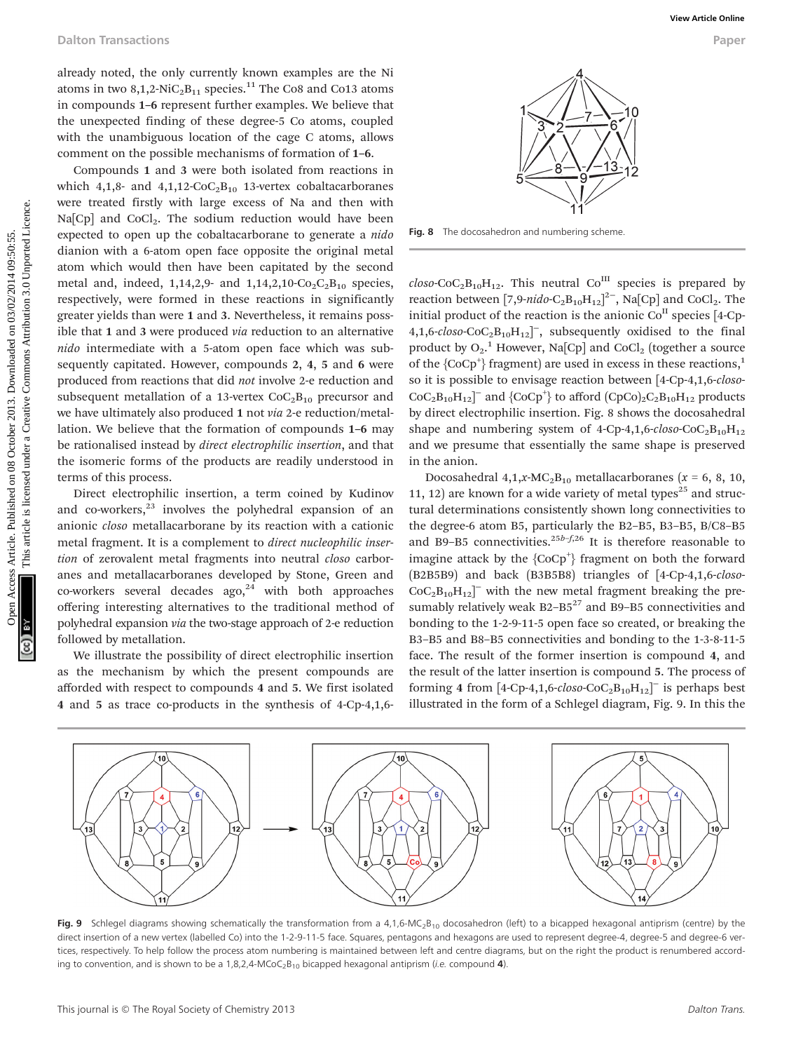already noted, the only currently known examples are the Ni atoms in two 8,1,2-$NiC_2B_{11}$ species.[11] The Co8 and Co13 atoms in compounds **1–6** represent further examples. We believe that the unexpected finding of these degree-5 Co atoms, coupled with the unambiguous location of the cage C atoms, allows comment on the possible mechanisms of formation of **1–6**.

Compounds **1** and **3** were both isolated from reactions in which 4,1,8- and 4,1,12-$CoC_2B_{10}$ 13-vertex cobaltacarboranes were treated firstly with large excess of Na and then with Na[Cp] and $CoCl_2$. The sodium reduction would have been expected to open up the cobaltacarborane to generate a *nido* dianion with a 6-atom open face opposite the original metal atom which would then have been capitated by the second metal and, indeed, 1,14,2,9- and 1,14,2,10-$Co_2C_2B_{10}$ species, respectively, were formed in these reactions in significantly greater yields than were **1** and **3**. Nevertheless, it remains possible that **1** and **3** were produced *via* reduction to an alternative *nido* intermediate with a 5-atom open face which was subsequently capitated. However, compounds **2**, **4**, **5** and **6** were produced from reactions that did *not* involve 2-e reduction and subsequent metallation of a 13-vertex $CoC_2B_{10}$ precursor and we have ultimately also produced **1** not *via* 2-e reduction/metallation. We believe that the formation of compounds **1–6** may be rationalised instead by *direct electrophilic insertion*, and that the isomeric forms of the products are readily understood in terms of this process.

Direct electrophilic insertion, a term coined by Kudinov and co-workers,[23] involves the polyhedral expansion of an anionic *closo* metallacarborane by its reaction with a cationic metal fragment. It is a complement to *direct nucleophilic insertion* of zerovalent metal fragments into neutral *closo* carboranes and metallacarboranes developed by Stone, Green and co-workers several decades ago,[24] with both approaches offering interesting alternatives to the traditional method of polyhedral expansion *via* the two-stage approach of 2-e reduction followed by metallation.

We illustrate the possibility of direct electrophilic insertion as the mechanism by which the present compounds are afforded with respect to compounds **4** and **5**. We first isolated **4** and **5** as trace co-products in the synthesis of 4-Cp-4,1,6-*closo*-$CoC_2B_{10}H_{12}$. This neutral $Co^{III}$ species is prepared by reaction between [7,9-*nido*-$C_2B_{10}H_{12}$]$^{2-}$, Na[Cp] and $CoCl_2$. The initial product of the reaction is the anionic $Co^{II}$ species [4-Cp-4,1,6-*closo*-$CoC_2B_{10}H_{12}$]$^-$, subsequently oxidised to the final product by $O_2$.[1] However, Na[Cp] and $CoCl_2$ (together a source of the {$CoCp^+$} fragment) are used in excess in these reactions,[1] so it is possible to envisage reaction between [4-Cp-4,1,6-*closo*-$CoC_2B_{10}H_{12}$]$^-$ and {$CoCp^+$} to afford $(CpCo)_2C_2B_{10}H_{12}$ products by direct electrophilic insertion. Fig. 8 shows the docosahedral shape and numbering system of 4-Cp-4,1,6-*closo*-$CoC_2B_{10}H_{12}$ and we presume that essentially the same shape is preserved in the anion.

Fig. 8 The docosahedron and numbering scheme.

Docosahedral 4,1,*x*-$MC_2B_{10}$ metallacarboranes (*x* = 6, 8, 10, 11, 12) are known for a wide variety of metal types[25] and structural determinations consistently shown long connectivities to the degree-6 atom B5, particularly the B2–B5, B3–B5, B/C8–B5 and B9–B5 connectivities.[25b–f,26] It is therefore reasonable to imagine attack by the {$CoCp^+$} fragment on both the forward (B2B5B9) and back (B3B5B8) triangles of [4-Cp-4,1,6-*closo*-$CoC_2B_{10}H_{12}$]$^-$ with the new metal fragment breaking the presumably relatively weak B2–B5[27] and B9–B5 connectivities and bonding to the 1-2-9-11-5 open face so created, or breaking the B3–B5 and B8–B5 connectivities and bonding to the 1-3-8-11-5 face. The result of the former insertion is compound **4**, and the result of the latter insertion is compound **5**. The process of forming **4** from [4-Cp-4,1,6-*closo*-$CoC_2B_{10}H_{12}$]$^-$ is perhaps best illustrated in the form of a Schlegel diagram, Fig. 9. In this the

Fig. 9 Schlegel diagrams showing schematically the transformation from a 4,1,6-$MC_2B_{10}$ docosahedron (left) to a bicapped hexagonal antiprism (centre) by the direct insertion of a new vertex (labelled Co) into the 1-2-9-11-5 face. Squares, pentagons and hexagons are used to represent degree-4, degree-5 and degree-6 vertices, respectively. To help follow the process atom numbering is maintained between left and centre diagrams, but on the right the product is renumbered according to convention, and is shown to be a 1,8,2,4-$MCoC_2B_{10}$ bicapped hexagonal antiprism (*i.e.* compound **4**).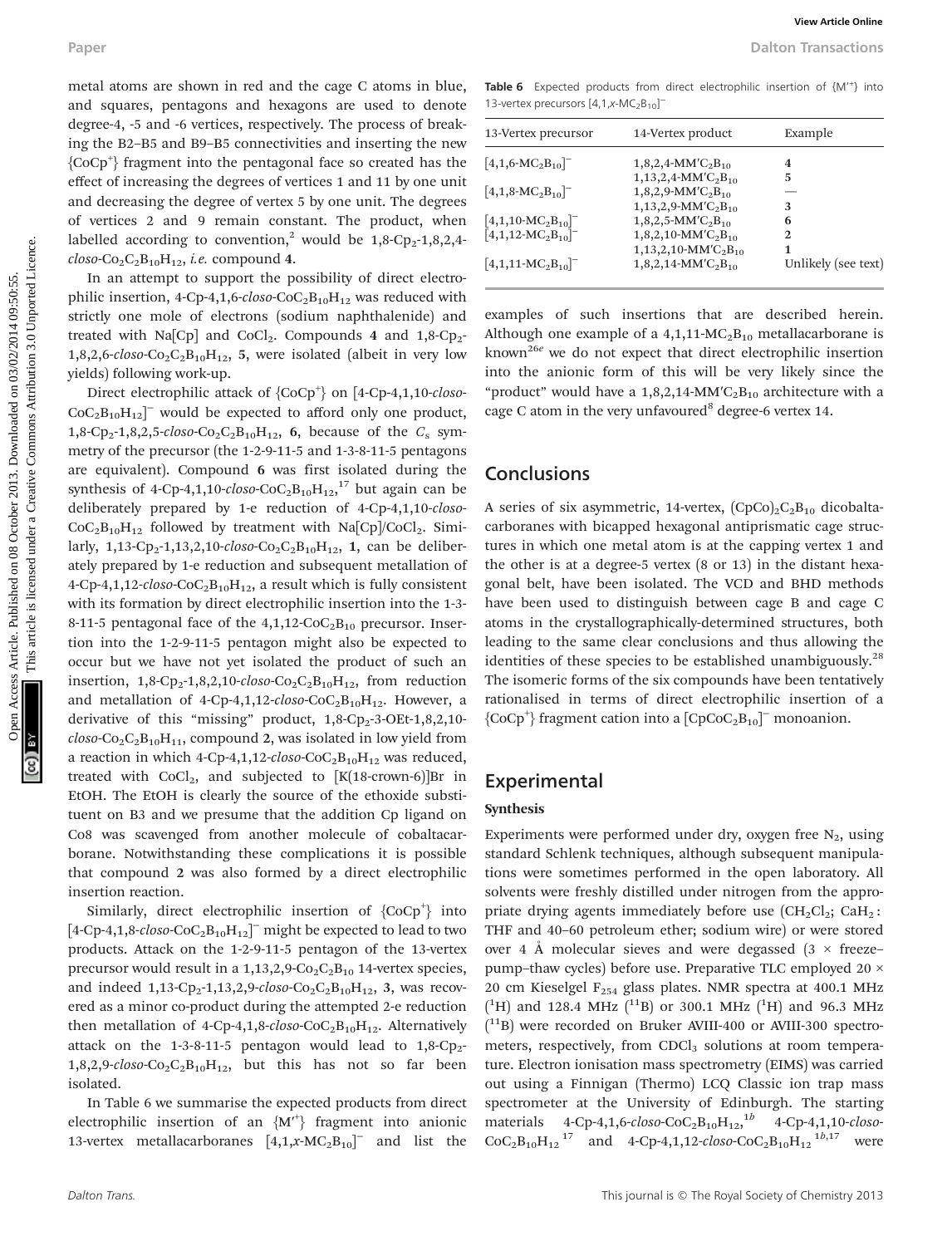metal atoms are shown in red and the cage C atoms in blue, and squares, pentagons and hexagons are used to denote degree-4, -5 and -6 vertices, respectively. The process of breaking the B2–B5 and B9–B5 connectivities and inserting the new {CoCp$^+$} fragment into the pentagonal face so created has the effect of increasing the degrees of vertices 1 and 11 by one unit and decreasing the degree of vertex 5 by one unit. The degrees of vertices 2 and 9 remain constant. The product, when labelled according to convention,[2] would be 1,8-$Cp_2$-1,8,2,4-*closo*-$Co_2C_2B_{10}H_{12}$, *i.e.* compound **4**.

In an attempt to support the possibility of direct electrophilic insertion, 4-Cp-4,1,6-*closo*-$CoC_2B_{10}H_{12}$ was reduced with strictly one mole of electrons (sodium naphthalenide) and treated with Na[Cp] and $CoCl_2$. Compounds **4** and 1,8-$Cp_2$-1,8,2,6-*closo*-$Co_2C_2B_{10}H_{12}$, **5**, were isolated (albeit in very low yields) following work-up.

Direct electrophilic attack of {CoCp$^+$} on [4-Cp-4,1,10-*closo*-$CoC_2B_{10}H_{12}$]$^-$ would be expected to afford only one product, 1,8-$Cp_2$-1,8,2,5-*closo*-$Co_2C_2B_{10}H_{12}$, **6**, because of the $C_s$ symmetry of the precursor (the 1-2-9-11-5 and 1-3-8-11-5 pentagons are equivalent). Compound **6** was first isolated during the synthesis of 4-Cp-4,1,10-*closo*-$CoC_2B_{10}H_{12}$,[17] but again can be deliberately prepared by 1-e reduction of 4-Cp-4,1,10-*closo*-$CoC_2B_{10}H_{12}$ followed by treatment with Na[Cp]/$CoCl_2$. Similarly, 1,13-$Cp_2$-1,13,2,10-*closo*-$Co_2C_2B_{10}H_{12}$, **1**, can be deliberately prepared by 1-e reduction and subsequent metallation of 4-Cp-4,1,12-*closo*-$CoC_2B_{10}H_{12}$, a result which is fully consistent with its formation by direct electrophilic insertion into the 1-3-8-11-5 pentagonal face of the 4,1,12-$CoC_2B_{10}$ precursor. Insertion into the 1-2-9-11-5 pentagon might also be expected to occur but we have not yet isolated the product of such an insertion, 1,8-$Cp_2$-1,8,2,10-*closo*-$Co_2C_2B_{10}H_{12}$, from reduction and metallation of 4-Cp-4,1,12-*closo*-$CoC_2B_{10}H_{12}$. However, a derivative of this "missing" product, 1,8-$Cp_2$-3-OEt-1,8,2,10-*closo*-$Co_2C_2B_{10}H_{11}$, compound **2**, was isolated in low yield from a reaction in which 4-Cp-4,1,12-*closo*-$CoC_2B_{10}H_{12}$ was reduced, treated with $CoCl_2$, and subjected to [K(18-crown-6)]Br in EtOH. The EtOH is clearly the source of the ethoxide substituent on B3 and we presume that the addition Cp ligand on Co8 was scavenged from another molecule of cobaltacarborane. Notwithstanding these complications it is possible that compound **2** was also formed by a direct electrophilic insertion reaction.

Similarly, direct electrophilic insertion of {CoCp$^+$} into [4-Cp-4,1,8-*closo*-$CoC_2B_{10}H_{12}$]$^-$ might be expected to lead to two products. Attack on the 1-2-9-11-5 pentagon of the 13-vertex precursor would result in a 1,13,2,9-$Co_2C_2B_{10}$ 14-vertex species, and indeed 1,13-$Cp_2$-1,13,2,9-*closo*-$Co_2C_2B_{10}H_{12}$, **3**, was recovered as a minor co-product during the attempted 2-e reduction then metallation of 4-Cp-4,1,8-*closo*-$CoC_2B_{10}H_{12}$. Alternatively attack on the 1-3-8-11-5 pentagon would lead to 1,8-$Cp_2$-1,8,2,9-*closo*-$Co_2C_2B_{10}H_{12}$, but this has not so far been isolated.

In Table 6 we summarise the expected products from direct electrophilic insertion of an {M′$^+$} fragment into anionic 13-vertex metallacarboranes [4,1,*x*-$MC_2B_{10}$]$^-$ and list the examples of such insertions that are described herein. Although one example of a 4,1,11-$MC_2B_{10}$ metallacarborane is known[26e] we do not expect that direct electrophilic insertion into the anionic form of this will be very likely since the "product" would have a 1,8,2,14-$MM'C_2B_{10}$ architecture with a cage C atom in the very unfavoured[8] degree-6 vertex 14.

**Table 6** Expected products from direct electrophilic insertion of {M′$^+$} into 13-vertex precursors [4,1,*x*-$MC_2B_{10}$]$^-$

| 13-Vertex precursor | 14-Vertex product | Example |
|---|---|---|
| [4,1,6-$MC_2B_{10}$]$^-$ | 1,8,2,4-$MM'C_2B_{10}$ | 4 |
| | 1,13,2,4-$MM'C_2B_{10}$ | 5 |
| [4,1,8-$MC_2B_{10}$]$^-$ | 1,8,2,9-$MM'C_2B_{10}$ | — |
| | 1,13,2,9-$MM'C_2B_{10}$ | 3 |
| [4,1,10-$MC_2B_{10}$]$^-$ | 1,8,2,5-$MM'C_2B_{10}$ | 6 |
| [4,1,12-$MC_2B_{10}$]$^-$ | 1,8,2,10-$MM'C_2B_{10}$ | 2 |
| | 1,13,2,10-$MM'C_2B_{10}$ | 1 |
| [4,1,11-$MC_2B_{10}$]$^-$ | 1,8,2,14-$MM'C_2B_{10}$ | Unlikely (see text) |

## Conclusions

A series of six asymmetric, 14-vertex, $(CpCo)_2C_2B_{10}$ dicobaltacarboranes with bicapped hexagonal antiprismatic cage structures in which one metal atom is at the capping vertex 1 and the other is at a degree-5 vertex (8 or 13) in the distant hexagonal belt, have been isolated. The VCD and BHD methods have been used to distinguish between cage B and cage C atoms in the crystallographically-determined structures, both leading to the same clear conclusions and thus allowing the identities of these species to be established unambiguously.[28] The isomeric forms of the six compounds have been tentatively rationalised in terms of direct electrophilic insertion of a {CoCp$^+$} fragment cation into a [$CpCoC_2B_{10}$]$^-$ monoanion.

## Experimental

### Synthesis

Experiments were performed under dry, oxygen free $N_2$, using standard Schlenk techniques, although subsequent manipulations were sometimes performed in the open laboratory. All solvents were freshly distilled under nitrogen from the appropriate drying agents immediately before use ($CH_2Cl_2$; $CaH_2$ : THF and 40–60 petroleum ether; sodium wire) or were stored over 4 Å molecular sieves and were degassed (3 × freeze–pump–thaw cycles) before use. Preparative TLC employed 20 × 20 cm Kieselgel $F_{254}$ glass plates. NMR spectra at 400.1 MHz ($^1H$) and 128.4 MHz ($^{11}B$) or 300.1 MHz ($^1H$) and 96.3 MHz ($^{11}B$) were recorded on Bruker AVIII-400 or AVIII-300 spectrometers, respectively, from $CDCl_3$ solutions at room temperature. Electron ionisation mass spectrometry (EIMS) was carried out using a Finnigan (Thermo) LCQ Classic ion trap mass spectrometer at the University of Edinburgh. The starting materials 4-Cp-4,1,6-*closo*-$CoC_2B_{10}H_{12}$,[1b] 4-Cp-4,1,10-*closo*-$CoC_2B_{10}H_{12}$[17] and 4-Cp-4,1,12-*closo*-$CoC_2B_{10}H_{12}$[1b,17] were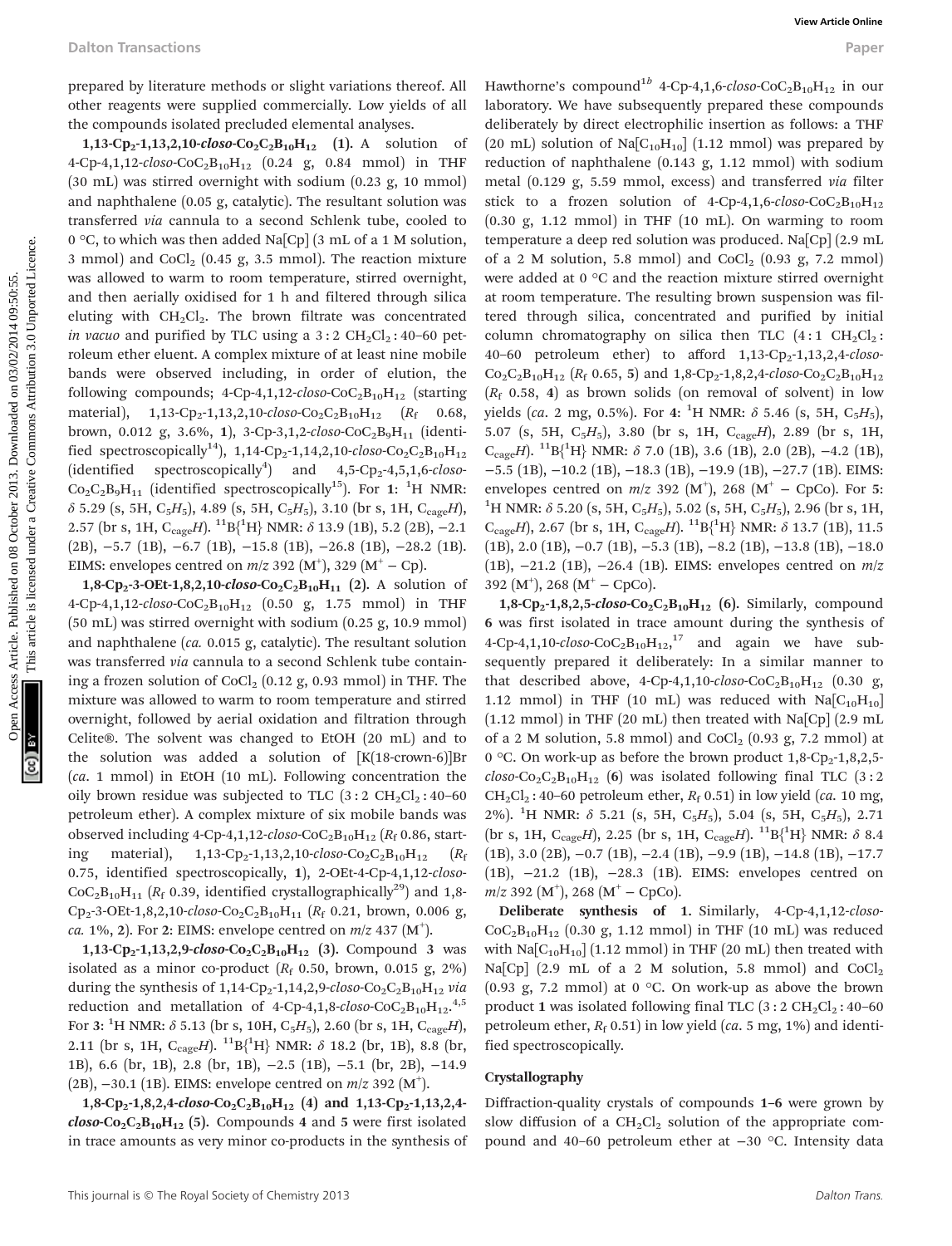prepared by literature methods or slight variations thereof. All other reagents were supplied commercially. Low yields of all the compounds isolated precluded elemental analyses.

**1,13-$Cp_2$-1,13,2,10-*closo*-$Co_2C_2B_{10}H_{12}$ (1).** A solution of 4-Cp-4,1,12-*closo*-$CoC_2B_{10}H_{12}$ (0.24 g, 0.84 mmol) in THF (30 mL) was stirred overnight with sodium (0.23 g, 10 mmol) and naphthalene (0.05 g, catalytic). The resultant solution was transferred *via* cannula to a second Schlenk tube, cooled to 0 °C, to which was then added Na[Cp] (3 mL of a 1 M solution, 3 mmol) and $CoCl_2$ (0.45 g, 3.5 mmol). The reaction mixture was allowed to warm to room temperature, stirred overnight, and then aerially oxidised for 1 h and filtered through silica eluting with $CH_2Cl_2$. The brown filtrate was concentrated *in vacuo* and purified by TLC using a 3 : 2 $CH_2Cl_2$ : 40–60 petroleum ether eluent. A complex mixture of at least nine mobile bands were observed including, in order of elution, the following compounds; 4-Cp-4,1,12-*closo*-$CoC_2B_{10}H_{12}$ (starting material), 1,13-$Cp_2$-1,13,2,10-*closo*-$Co_2C_2B_{10}H_{12}$ ($R_f$ 0.68, brown, 0.012 g, 3.6%, **1**), 3-Cp-3,1,2-*closo*-$CoC_2B_9H_{11}$ (identified spectroscopically[14]), 1,14-$Cp_2$-1,14,2,10-*closo*-$Co_2C_2B_{10}H_{12}$ (identified spectroscopically[4]) and 4,5-$Cp_2$-4,5,1,6-*closo*-$Co_2C_2B_9H_{11}$ (identified spectroscopically[15]). For **1**: $^1$H NMR: δ 5.29 (s, 5H, $C_5H_5$), 4.89 (s, 5H, $C_5H_5$), 3.10 (br s, 1H, $C_{cage}H$), 2.57 (br s, 1H, $C_{cage}H$). $^{11}B\{^1H\}$ NMR: δ 13.9 (1B), 5.2 (2B), −2.1 (2B), −5.7 (1B), −6.7 (1B), −15.8 (1B), −26.8 (1B), −28.2 (1B). EIMS: envelopes centred on *m*/*z* 392 ($M^+$), 329 ($M^+$ − Cp).

**1,8-$Cp_2$-3-OEt-1,8,2,10-*closo*-$Co_2C_2B_{10}H_{11}$ (2).** A solution of 4-Cp-4,1,12-*closo*-$CoC_2B_{10}H_{12}$ (0.50 g, 1.75 mmol) in THF (50 mL) was stirred overnight with sodium (0.25 g, 10.9 mmol) and naphthalene (*ca.* 0.015 g, catalytic). The resultant solution was transferred *via* cannula to a second Schlenk tube containing a frozen solution of $CoCl_2$ (0.12 g, 0.93 mmol) in THF. The mixture was allowed to warm to room temperature and stirred overnight, followed by aerial oxidation and filtration through Celite®. The solvent was changed to EtOH (20 mL) and to the solution was added a solution of [K(18-crown-6)]Br (*ca.* 1 mmol) in EtOH (10 mL). Following concentration the oily brown residue was subjected to TLC (3 : 2 $CH_2Cl_2$ : 40–60 petroleum ether). A complex mixture of six mobile bands was observed including 4-Cp-4,1,12-*closo*-$CoC_2B_{10}H_{12}$ ($R_f$ 0.86, starting material), 1,13-$Cp_2$-1,13,2,10-*closo*-$Co_2C_2B_{10}H_{12}$ ($R_f$ 0.75, identified spectroscopically, **1**), 2-OEt-4-Cp-4,1,12-*closo*-$CoC_2B_{10}H_{11}$ ($R_f$ 0.39, identified crystallographically[29]) and 1,8-$Cp_2$-3-OEt-1,8,2,10-*closo*-$Co_2C_2B_{10}H_{11}$ ($R_f$ 0.21, brown, 0.006 g, *ca.* 1%, **2**). For **2**: EIMS: envelope centred on *m*/*z* 437 ($M^+$).

**1,13-$Cp_2$-1,13,2,9-*closo*-$Co_2C_2B_{10}H_{12}$ (3).** Compound **3** was isolated as a minor co-product ($R_f$ 0.50, brown, 0.015 g, 2%) during the synthesis of 1,14-$Cp_2$-1,14,2,9-*closo*-$Co_2C_2B_{10}H_{12}$ *via* reduction and metallation of 4-Cp-4,1,8-*closo*-$CoC_2B_{10}H_{12}$.[4,5] For **3**: $^1$H NMR: δ 5.13 (br s, 10H, $C_5H_5$), 2.60 (br s, 1H, $C_{cage}H$), 2.11 (br s, 1H, $C_{cage}H$). $^{11}B\{^1H\}$ NMR: δ 18.2 (br, 1B), 8.8 (br, 1B), 6.6 (br, 1B), 2.8 (br, 1B), −2.5 (1B), −5.1 (br, 2B), −14.9 (2B), −30.1 (1B). EIMS: envelope centred on *m*/*z* 392 ($M^+$).

**1,8-$Cp_2$-1,8,2,4-*closo*-$Co_2C_2B_{10}H_{12}$ (4) and 1,13-$Cp_2$-1,13,2,4-*closo*-$Co_2C_2B_{10}H_{12}$ (5).** Compounds **4** and **5** were first isolated in trace amounts as very minor co-products in the synthesis of Hawthorne's compound[1b] 4-Cp-4,1,6-*closo*-$CoC_2B_{10}H_{12}$ in our laboratory. We have subsequently prepared these compounds deliberately by direct electrophilic insertion as follows: a THF (20 mL) solution of Na[$C_{10}H_{10}$] (1.12 mmol) was prepared by reduction of naphthalene (0.143 g, 1.12 mmol) with sodium metal (0.129 g, 5.59 mmol, excess) and transferred *via* filter stick to a frozen solution of 4-Cp-4,1,6-*closo*-$CoC_2B_{10}H_{12}$ (0.30 g, 1.12 mmol) in THF (10 mL). On warming to room temperature a deep red solution was produced. Na[Cp] (2.9 mL of a 2 M solution, 5.8 mmol) and $CoCl_2$ (0.93 g, 7.2 mmol) were added at 0 °C and the reaction mixture stirred overnight at room temperature. The resulting brown suspension was filtered through silica, concentrated and purified by initial column chromatography on silica then TLC (4 : 1 $CH_2Cl_2$ : 40–60 petroleum ether) to afford 1,13-$Cp_2$-1,13,2,4-*closo*-$Co_2C_2B_{10}H_{12}$ ($R_f$ 0.65, **5**) and 1,8-$Cp_2$-1,8,2,4-*closo*-$Co_2C_2B_{10}H_{12}$ ($R_f$ 0.58, **4**) as brown solids (on removal of solvent) in low yields (*ca.* 2 mg, 0.5%). For **4**: $^1$H NMR: δ 5.46 (s, 5H, $C_5H_5$), 5.07 (s, 5H, $C_5H_5$), 3.80 (br s, 1H, $C_{cage}H$), 2.89 (br s, 1H, $C_{cage}H$). $^{11}B\{^1H\}$ NMR: δ 7.0 (1B), 3.6 (1B), 2.0 (2B), −4.2 (1B), −5.5 (1B), −10.2 (1B), −18.3 (1B), −19.9 (1B), −27.7 (1B). EIMS: envelopes centred on *m*/*z* 392 ($M^+$), 268 ($M^+$ − CpCo). For **5**: $^1$H NMR: δ 5.20 (s, 5H, $C_5H_5$), 5.02 (s, 5H, $C_5H_5$), 2.96 (br s, 1H, $C_{cage}H$), 2.67 (br s, 1H, $C_{cage}H$). $^{11}B\{^1H\}$ NMR: δ 13.7 (1B), 11.5 (1B), 2.0 (1B), −0.7 (1B), −5.3 (1B), −8.2 (1B), −13.8 (1B), −18.0 (1B), −21.2 (1B), −26.4 (1B). EIMS: envelopes centred on *m*/*z* 392 ($M^+$), 268 ($M^+$ − CpCo).

**1,8-$Cp_2$-1,8,2,5-*closo*-$Co_2C_2B_{10}H_{12}$ (6).** Similarly, compound **6** was first isolated in trace amount during the synthesis of 4-Cp-4,1,10-*closo*-$CoC_2B_{10}H_{12}$,[17] and again we have subsequently prepared it deliberately: In a similar manner to that described above, 4-Cp-4,1,10-*closo*-$CoC_2B_{10}H_{12}$ (0.30 g, 1.12 mmol) in THF (10 mL) was reduced with Na[$C_{10}H_{10}$] (1.12 mmol) in THF (20 mL) then treated with Na[Cp] (2.9 mL of a 2 M solution, 5.8 mmol) and $CoCl_2$ (0.93 g, 7.2 mmol) at 0 °C. On work-up as before the brown product 1,8-$Cp_2$-1,8,2,5-*closo*-$Co_2C_2B_{10}H_{12}$ (**6**) was isolated following final TLC (3 : 2 $CH_2Cl_2$ : 40–60 petroleum ether, $R_f$ 0.51) in low yield (*ca.* 10 mg, 2%). $^1$H NMR: δ 5.21 (s, 5H, $C_5H_5$), 5.04 (s, 5H, $C_5H_5$), 2.71 (br s, 1H, $C_{cage}H$), 2.25 (br s, 1H, $C_{cage}H$). $^{11}B\{^1H\}$ NMR: δ 8.4 (1B), 3.0 (2B), −0.7 (1B), −2.4 (1B), −9.9 (1B), −14.8 (1B), −17.7 (1B), −21.2 (1B), −28.3 (1B). EIMS: envelopes centred on *m*/*z* 392 ($M^+$), 268 ($M^+$ − CpCo).

**Deliberate synthesis of 1.** Similarly, 4-Cp-4,1,12-*closo*-$CoC_2B_{10}H_{12}$ (0.30 g, 1.12 mmol) in THF (10 mL) was reduced with Na[$C_{10}H_{10}$] (1.12 mmol) in THF (20 mL) then treated with Na[Cp] (2.9 mL of a 2 M solution, 5.8 mmol) and $CoCl_2$ (0.93 g, 7.2 mmol) at 0 °C. On work-up as above the brown product **1** was isolated following final TLC (3 : 2 $CH_2Cl_2$ : 40–60 petroleum ether, $R_f$ 0.51) in low yield (*ca.* 5 mg, 1%) and identified spectroscopically.

### Crystallography

Diffraction-quality crystals of compounds **1–6** were grown by slow diffusion of a $CH_2Cl_2$ solution of the appropriate compound and 40–60 petroleum ether at −30 °C. Intensity data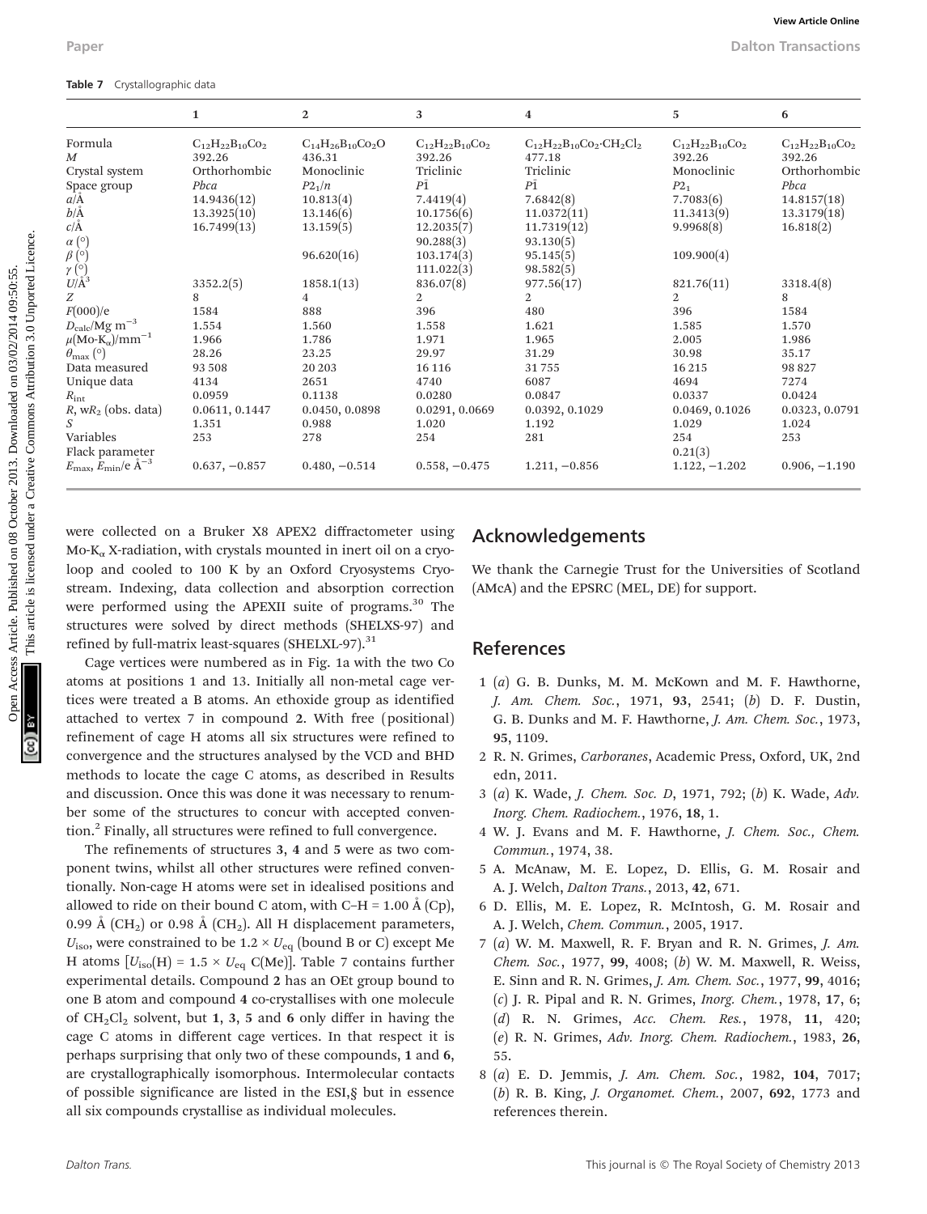**Table 7** Crystallographic data

| | 1 | 2 | 3 | 4 | 5 | 6 |
|---|---|---|---|---|---|---|
| Formula | $C_{12}H_{22}B_{10}Co_2$ | $C_{14}H_{26}B_{10}Co_2O$ | $C_{12}H_{22}B_{10}Co_2$ | $C_{12}H_{22}B_{10}Co_2 \cdot CH_2Cl_2$ | $C_{12}H_{22}B_{10}Co_2$ | $C_{12}H_{22}B_{10}Co_2$ |
| $M$ | 392.26 | 436.31 | 392.26 | 477.18 | 392.26 | 392.26 |
| Crystal system | Orthorhombic | Monoclinic | Triclinic | Triclinic | Monoclinic | Orthorhombic |
| Space group | *Pbca* | $P2_1/n$ | $P\bar{1}$ | $P\bar{1}$ | $P2_1$ | *Pbca* |
| $a$/Å | 14.9436(12) | 10.813(4) | 7.4419(4) | 7.6842(8) | 7.7083(6) | 14.8157(18) |
| $b$/Å | 13.3925(10) | 13.146(6) | 10.1756(6) | 11.0372(11) | 11.3413(9) | 13.3179(18) |
| $c$/Å | 16.7499(13) | 13.159(5) | 12.2035(7) | 11.7319(12) | 9.9968(8) | 16.818(2) |
| $\alpha$ (°) | | | 90.288(3) | 93.130(5) | | |
| $\beta$ (°) | | 96.620(16) | 103.174(3) | 95.145(5) | 109.900(4) | |
| $\gamma$ (°) | | | 111.022(3) | 98.582(5) | | |
| $U$/Å$^3$ | 3352.2(5) | 1858.1(13) | 836.07(8) | 977.56(17) | 821.76(11) | 3318.4(8) |
| $Z$ | 8 | 4 | 2 | 2 | 2 | 8 |
| $F$(000)/e | 1584 | 888 | 396 | 480 | 396 | 1584 |
| $D_{calc}$/Mg m$^{-3}$ | 1.554 | 1.560 | 1.558 | 1.621 | 1.585 | 1.570 |
| $\mu$(Mo-K$_\alpha$)/mm$^{-1}$ | 1.966 | 1.786 | 1.971 | 1.965 | 2.005 | 1.986 |
| $\theta_{max}$ (°) | 28.26 | 23.25 | 29.97 | 31.29 | 30.98 | 35.17 |
| Data measured | 93 508 | 20 203 | 16 116 | 31 755 | 16 215 | 98 827 |
| Unique data | 4134 | 2651 | 4740 | 6087 | 4694 | 7274 |
| $R_{int}$ | 0.0959 | 0.1138 | 0.0280 | 0.0847 | 0.0337 | 0.0424 |
| $R$, w$R_2$ (obs. data) | 0.0611, 0.1447 | 0.0450, 0.0898 | 0.0291, 0.0669 | 0.0392, 0.1029 | 0.0469, 0.1026 | 0.0323, 0.0791 |
| $S$ | 1.351 | 0.988 | 1.020 | 1.192 | 1.029 | 1.024 |
| Variables | 253 | 278 | 254 | 281 | 254 | 253 |
| Flack parameter | | | | | 0.21(3) | |
| $E_{max}$, $E_{min}$/e Å$^{-3}$ | 0.637, −0.857 | 0.480, −0.514 | 0.558, −0.475 | 1.211, −0.856 | 1.122, −1.202 | 0.906, −1.190 |

were collected on a Bruker X8 APEX2 diffractometer using Mo-K$_\alpha$ X-radiation, with crystals mounted in inert oil on a cryoloop and cooled to 100 K by an Oxford Cryosystems Cryostream. Indexing, data collection and absorption correction were performed using the APEXII suite of programs.[30] The structures were solved by direct methods (SHELXS-97) and refined by full-matrix least-squares (SHELXL-97).[31]

Cage vertices were numbered as in Fig. 1a with the two Co atoms at positions 1 and 13. Initially all non-metal cage vertices were treated a B atoms. An ethoxide group as identified attached to vertex 7 in compound **2**. With free (positional) refinement of cage H atoms all six structures were refined to convergence and the structures analysed by the VCD and BHD methods to locate the cage C atoms, as described in Results and discussion. Once this was done it was necessary to renumber some of the structures to concur with accepted convention.[2] Finally, all structures were refined to full convergence.

The refinements of structures **3**, **4** and **5** were as two component twins, whilst all other structures were refined conventionally. Non-cage H atoms were set in idealised positions and allowed to ride on their bound C atom, with C–H = 1.00 Å (Cp), 0.99 Å ($CH_2$) or 0.98 Å ($CH_2$). All H displacement parameters, $U_{iso}$, were constrained to be 1.2 × $U_{eq}$ (bound B or C) except Me H atoms [$U_{iso}$(H) = 1.5 × $U_{eq}$ C(Me)]. Table 7 contains further experimental details. Compound **2** has an OEt group bound to one B atom and compound **4** co-crystallises with one molecule of $CH_2Cl_2$ solvent, but **1**, **3**, **5** and **6** only differ in having the cage C atoms in different cage vertices. In that respect it is perhaps surprising that only two of these compounds, **1** and **6**, are crystallographically isomorphous. Intermolecular contacts of possible significance are listed in the ESI,§ but in essence all six compounds crystallise as individual molecules.

## Acknowledgements

We thank the Carnegie Trust for the Universities of Scotland (AMcA) and the EPSRC (MEL, DE) for support.

## References

1 (*a*) G. B. Dunks, M. M. McKown and M. F. Hawthorne, *J. Am. Chem. Soc.*, 1971, **93**, 2541; (*b*) D. F. Dustin, G. B. Dunks and M. F. Hawthorne, *J. Am. Chem. Soc.*, 1973, **95**, 1109.

2 R. N. Grimes, *Carboranes*, Academic Press, Oxford, UK, 2nd edn, 2011.

3 (*a*) K. Wade, *J. Chem. Soc. D*, 1971, 792; (*b*) K. Wade, *Adv. Inorg. Chem. Radiochem.*, 1976, **18**, 1.

4 W. J. Evans and M. F. Hawthorne, *J. Chem. Soc., Chem. Commun.*, 1974, 38.

5 A. McAnaw, M. E. Lopez, D. Ellis, G. M. Rosair and A. J. Welch, *Dalton Trans.*, 2013, **42**, 671.

6 D. Ellis, M. E. Lopez, R. McIntosh, G. M. Rosair and A. J. Welch, *Chem. Commun.*, 2005, 1917.

7 (*a*) W. M. Maxwell, R. F. Bryan and R. N. Grimes, *J. Am. Chem. Soc.*, 1977, **99**, 4008; (*b*) W. M. Maxwell, R. Weiss, E. Sinn and R. N. Grimes, *J. Am. Chem. Soc.*, 1977, **99**, 4016; (*c*) J. R. Pipal and R. N. Grimes, *Inorg. Chem.*, 1978, **17**, 6; (*d*) R. N. Grimes, *Acc. Chem. Res.*, 1978, **11**, 420; (*e*) R. N. Grimes, *Adv. Inorg. Chem. Radiochem.*, 1983, **26**, 55.

8 (*a*) E. D. Jemmis, *J. Am. Chem. Soc.*, 1982, **104**, 7017; (*b*) R. B. King, *J. Organomet. Chem.*, 2007, **692**, 1773 and references therein.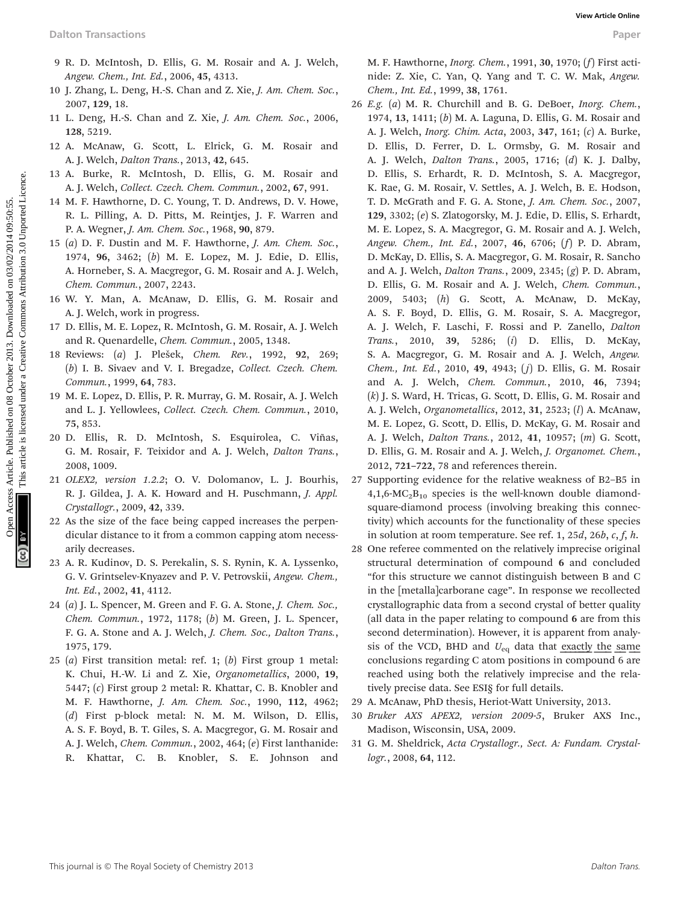9 R. D. McIntosh, D. Ellis, G. M. Rosair and A. J. Welch, *Angew. Chem., Int. Ed.*, 2006, **45**, 4313.

10 J. Zhang, L. Deng, H.-S. Chan and Z. Xie, *J. Am. Chem. Soc.*, 2007, **129**, 18.

11 L. Deng, H.-S. Chan and Z. Xie, *J. Am. Chem. Soc.*, 2006, **128**, 5219.

12 A. McAnaw, G. Scott, L. Elrick, G. M. Rosair and A. J. Welch, *Dalton Trans.*, 2013, **42**, 645.

13 A. Burke, R. McIntosh, D. Ellis, G. M. Rosair and A. J. Welch, *Collect. Czech. Chem. Commun.*, 2002, **67**, 991.

14 M. F. Hawthorne, D. C. Young, T. D. Andrews, D. V. Howe, R. L. Pilling, A. D. Pitts, M. Reintjes, J. F. Warren and P. A. Wegner, *J. Am. Chem. Soc.*, 1968, **90**, 879.

15 (*a*) D. F. Dustin and M. F. Hawthorne, *J. Am. Chem. Soc.*, 1974, **96**, 3462; (*b*) M. E. Lopez, M. J. Edie, D. Ellis, A. Horneber, S. A. Macgregor, G. M. Rosair and A. J. Welch, *Chem. Commun.*, 2007, 2243.

16 W. Y. Man, A. McAnaw, D. Ellis, G. M. Rosair and A. J. Welch, work in progress.

17 D. Ellis, M. E. Lopez, R. McIntosh, G. M. Rosair, A. J. Welch and R. Quenardelle, *Chem. Commun.*, 2005, 1348.

18 Reviews: (*a*) J. Plešek, *Chem. Rev.*, 1992, **92**, 269; (*b*) I. B. Sivaev and V. I. Bregadze, *Collect. Czech. Chem. Commun.*, 1999, **64**, 783.

19 M. E. Lopez, D. Ellis, P. R. Murray, G. M. Rosair, A. J. Welch and L. J. Yellowlees, *Collect. Czech. Chem. Commun.*, 2010, **75**, 853.

20 D. Ellis, R. D. McIntosh, S. Esquirolea, C. Viñas, G. M. Rosair, F. Teixidor and A. J. Welch, *Dalton Trans.*, 2008, 1009.

21 *OLEX2, version 1.2.2*; O. V. Dolomanov, L. J. Bourhis, R. J. Gildea, J. A. K. Howard and H. Puschmann, *J. Appl. Crystallogr.*, 2009, **42**, 339.

22 As the size of the face being capped increases the perpendicular distance to it from a common capping atom necessarily decreases.

23 A. R. Kudinov, D. S. Perekalin, S. S. Rynin, K. A. Lyssenko, G. V. Grintselev-Knyazev and P. V. Petrovskii, *Angew. Chem., Int. Ed.*, 2002, **41**, 4112.

24 (*a*) J. L. Spencer, M. Green and F. G. A. Stone, *J. Chem. Soc., Chem. Commun.*, 1972, 1178; (*b*) M. Green, J. L. Spencer, F. G. A. Stone and A. J. Welch, *J. Chem. Soc., Dalton Trans.*, 1975, 179.

25 (*a*) First transition metal: ref. 1; (*b*) First group 1 metal: K. Chui, H.-W. Li and Z. Xie, *Organometallics*, 2000, **19**, 5447; (*c*) First group 2 metal: R. Khattar, C. B. Knobler and M. F. Hawthorne, *J. Am. Chem. Soc.*, 1990, **112**, 4962; (*d*) First p-block metal: N. M. M. Wilson, D. Ellis, A. S. F. Boyd, B. T. Giles, S. A. Macgregor, G. M. Rosair and A. J. Welch, *Chem. Commun.*, 2002, 464; (*e*) First lanthanide: R. Khattar, C. B. Knobler, S. E. Johnson and M. F. Hawthorne, *Inorg. Chem.*, 1991, **30**, 1970; (*f*) First actinide: Z. Xie, C. Yan, Q. Yang and T. C. W. Mak, *Angew. Chem., Int. Ed.*, 1999, **38**, 1761.

26 *E.g.* (*a*) M. R. Churchill and B. G. DeBoer, *Inorg. Chem.*, 1974, **13**, 1411; (*b*) M. A. Laguna, D. Ellis, G. M. Rosair and A. J. Welch, *Inorg. Chim. Acta*, 2003, **347**, 161; (*c*) A. Burke, D. Ellis, D. Ferrer, D. L. Ormsby, G. M. Rosair and A. J. Welch, *Dalton Trans.*, 2005, 1716; (*d*) K. J. Dalby, D. Ellis, S. Erhardt, R. D. McIntosh, S. A. Macgregor, K. Rae, G. M. Rosair, V. Settles, A. J. Welch, B. E. Hodson, T. D. McGrath and F. G. A. Stone, *J. Am. Chem. Soc.*, 2007, **129**, 3302; (*e*) S. Zlatogorsky, M. J. Edie, D. Ellis, S. Erhardt, M. E. Lopez, S. A. Macgregor, G. M. Rosair and A. J. Welch, *Angew. Chem., Int. Ed.*, 2007, **46**, 6706; (*f*) P. D. Abram, D. McKay, D. Ellis, S. A. Macgregor, G. M. Rosair, R. Sancho and A. J. Welch, *Dalton Trans.*, 2009, 2345; (*g*) P. D. Abram, D. Ellis, G. M. Rosair and A. J. Welch, *Chem. Commun.*, 2009, 5403; (*h*) G. Scott, A. McAnaw, D. McKay, A. S. F. Boyd, D. Ellis, G. M. Rosair, S. A. Macgregor, A. J. Welch, F. Laschi, F. Rossi and P. Zanello, *Dalton Trans.*, 2010, **39**, 5286; (*i*) D. Ellis, D. McKay, S. A. Macgregor, G. M. Rosair and A. J. Welch, *Angew. Chem., Int. Ed.*, 2010, **49**, 4943; (*j*) D. Ellis, G. M. Rosair and A. J. Welch, *Chem. Commun.*, 2010, **46**, 7394; (*k*) J. S. Ward, H. Tricas, G. Scott, D. Ellis, G. M. Rosair and A. J. Welch, *Organometallics*, 2012, **31**, 2523; (*l*) A. McAnaw, M. E. Lopez, G. Scott, D. Ellis, D. McKay, G. M. Rosair and A. J. Welch, *Dalton Trans.*, 2012, **41**, 10957; (*m*) G. Scott, D. Ellis, G. M. Rosair and A. J. Welch, *J. Organomet. Chem.*, 2012, **721–722**, 78 and references therein.

27 Supporting evidence for the relative weakness of B2–B5 in 4,1,6-$MC_2B_{10}$ species is the well-known double diamond-square-diamond process (involving breaking this connectivity) which accounts for the functionality of these species in solution at room temperature. See ref. 1, 25*d*, 26*b*, *c*, *f*, *h*.

28 One referee commented on the relatively imprecise original structural determination of compound **6** and concluded "for this structure we cannot distinguish between B and C in the [metalla]carborane cage". In response we recollected crystallographic data from a second crystal of better quality (all data in the paper relating to compound **6** are from this second determination). However, it is apparent from analysis of the VCD, BHD and $U_{eq}$ data that exactly the same conclusions regarding C atom positions in compound 6 are reached using both the relatively imprecise and the relatively precise data. See ESI§ for full details.

29 A. McAnaw, PhD thesis, Heriot-Watt University, 2013.

30 *Bruker AXS APEX2, version 2009-5*, Bruker AXS Inc., Madison, Wisconsin, USA, 2009.

31 G. M. Sheldrick, *Acta Crystallogr., Sect. A: Fundam. Crystallogr.*, 2008, **64**, 112.